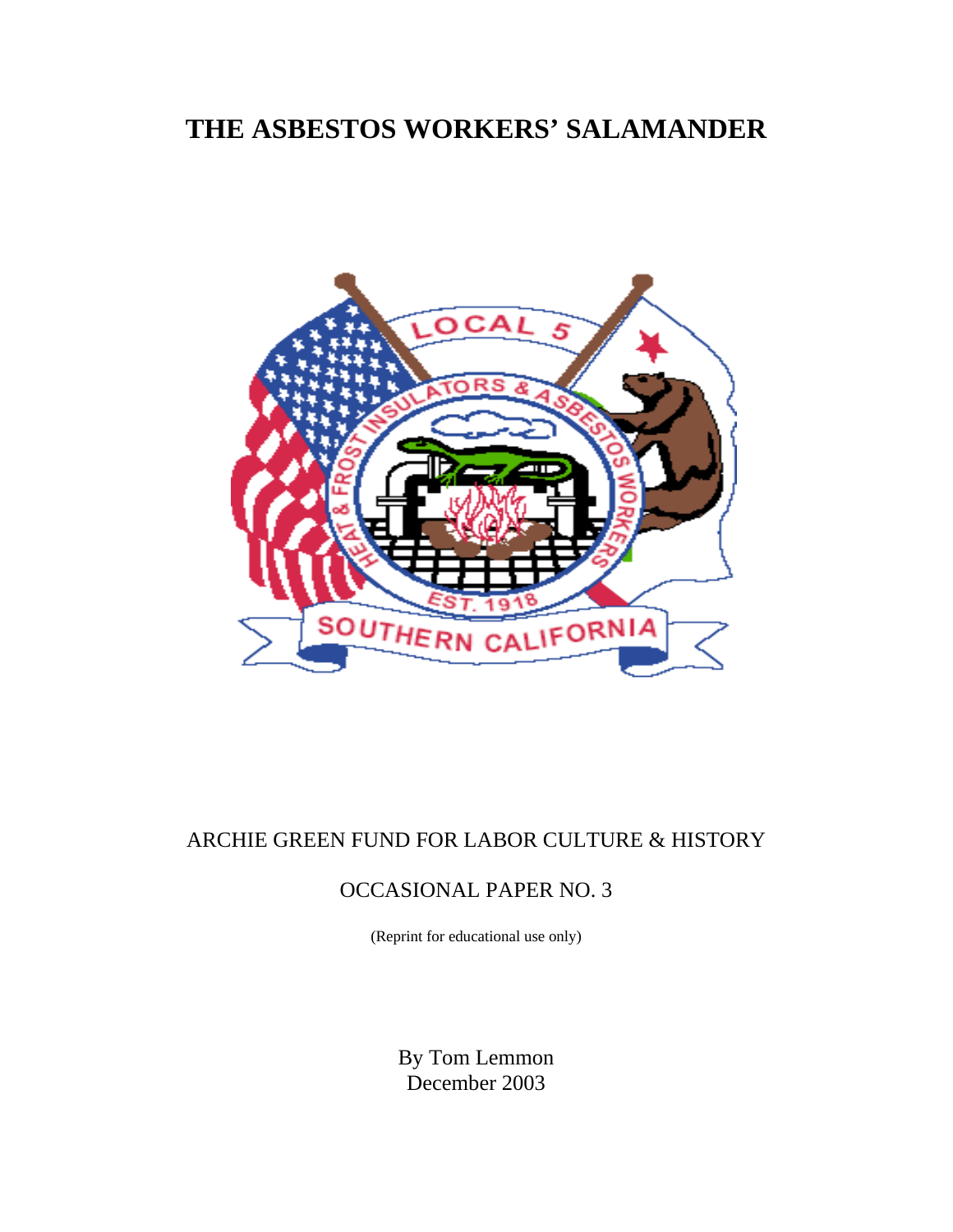# THE ASBESTOS WORKERS' SALAMANDER

ARCHIE GREEN FUND FOR LABOR CULTURE & HISTORY

OCCASIONAL PAPER NO. 3

(Reprint for educational use only)

By Tom Lemmon
December 2003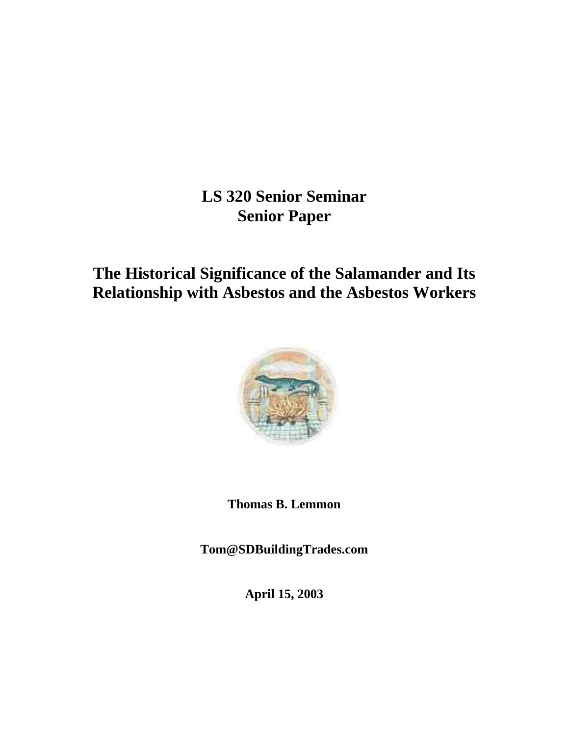**LS 320 Senior Seminar**
**Senior Paper**

# The Historical Significance of the Salamander and Its Relationship with Asbestos and the Asbestos Workers

**Thomas B. Lemmon**

**Tom@SDBuildingTrades.com**

**April 15, 2003**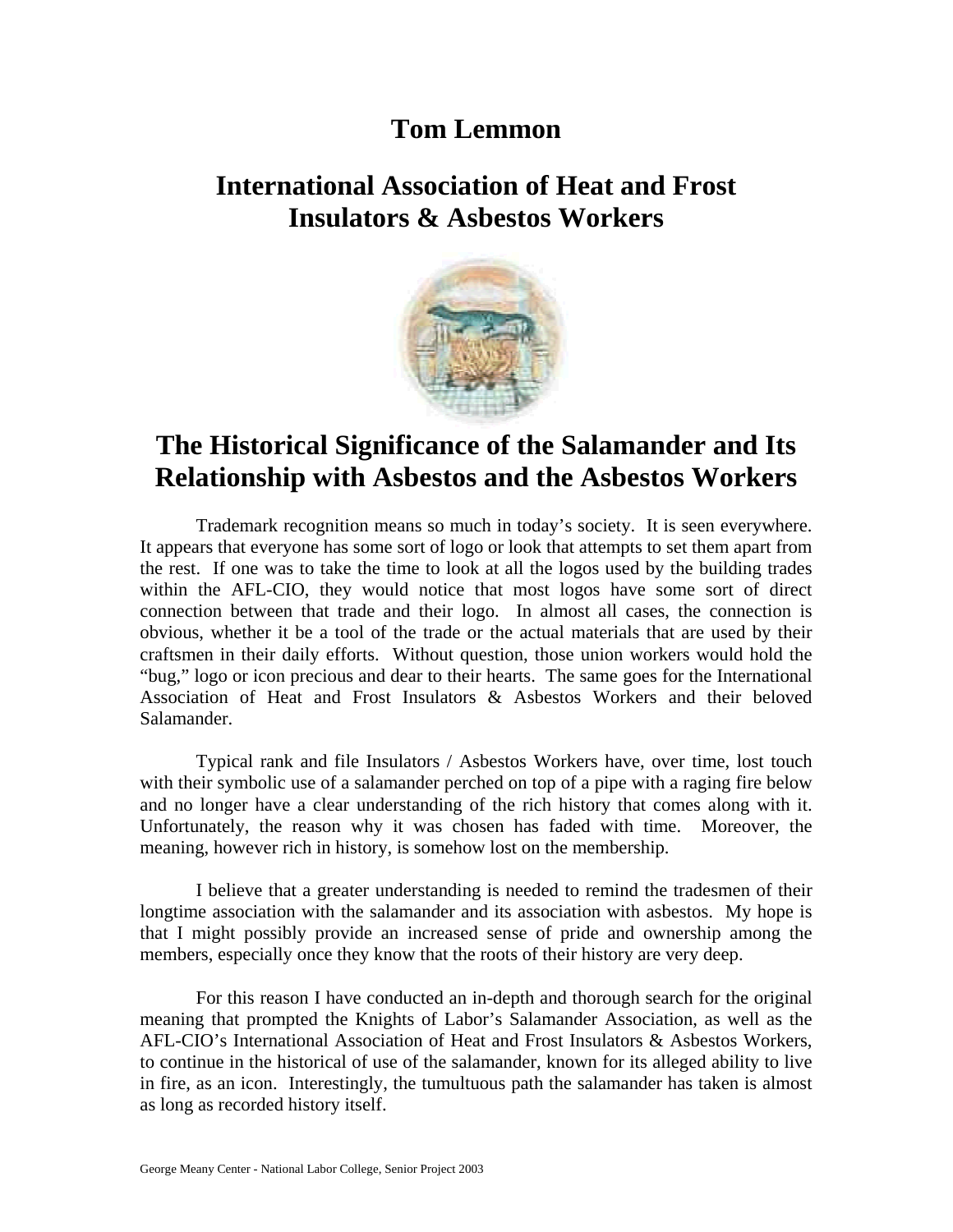# Tom Lemmon

## International Association of Heat and Frost Insulators & Asbestos Workers

## The Historical Significance of the Salamander and Its Relationship with Asbestos and the Asbestos Workers

Trademark recognition means so much in today's society. It is seen everywhere. It appears that everyone has some sort of logo or look that attempts to set them apart from the rest. If one was to take the time to look at all the logos used by the building trades within the AFL-CIO, they would notice that most logos have some sort of direct connection between that trade and their logo. In almost all cases, the connection is obvious, whether it be a tool of the trade or the actual materials that are used by their craftsmen in their daily efforts. Without question, those union workers would hold the "bug," logo or icon precious and dear to their hearts. The same goes for the International Association of Heat and Frost Insulators & Asbestos Workers and their beloved Salamander.

Typical rank and file Insulators / Asbestos Workers have, over time, lost touch with their symbolic use of a salamander perched on top of a pipe with a raging fire below and no longer have a clear understanding of the rich history that comes along with it. Unfortunately, the reason why it was chosen has faded with time. Moreover, the meaning, however rich in history, is somehow lost on the membership.

I believe that a greater understanding is needed to remind the tradesmen of their longtime association with the salamander and its association with asbestos. My hope is that I might possibly provide an increased sense of pride and ownership among the members, especially once they know that the roots of their history are very deep.

For this reason I have conducted an in-depth and thorough search for the original meaning that prompted the Knights of Labor's Salamander Association, as well as the AFL-CIO's International Association of Heat and Frost Insulators & Asbestos Workers, to continue in the historical of use of the salamander, known for its alleged ability to live in fire, as an icon. Interestingly, the tumultuous path the salamander has taken is almost as long as recorded history itself.

George Meany Center - National Labor College, Senior Project 2003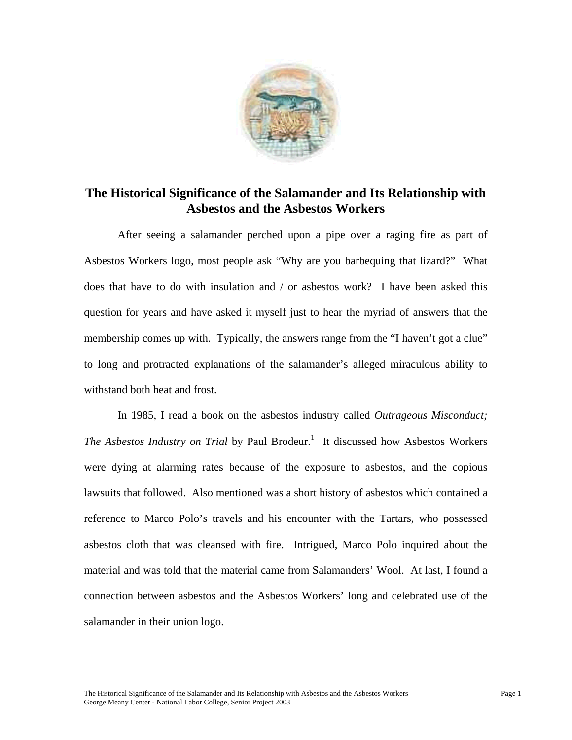# The Historical Significance of the Salamander and Its Relationship with Asbestos and the Asbestos Workers

After seeing a salamander perched upon a pipe over a raging fire as part of Asbestos Workers logo, most people ask "Why are you barbequing that lizard?" What does that have to do with insulation and / or asbestos work? I have been asked this question for years and have asked it myself just to hear the myriad of answers that the membership comes up with. Typically, the answers range from the "I haven't got a clue" to long and protracted explanations of the salamander's alleged miraculous ability to withstand both heat and frost.

In 1985, I read a book on the asbestos industry called *Outrageous Misconduct; The Asbestos Industry on Trial* by Paul Brodeur.[1] It discussed how Asbestos Workers were dying at alarming rates because of the exposure to asbestos, and the copious lawsuits that followed. Also mentioned was a short history of asbestos which contained a reference to Marco Polo's travels and his encounter with the Tartars, who possessed asbestos cloth that was cleansed with fire. Intrigued, Marco Polo inquired about the material and was told that the material came from Salamanders' Wool. At last, I found a connection between asbestos and the Asbestos Workers' long and celebrated use of the salamander in their union logo.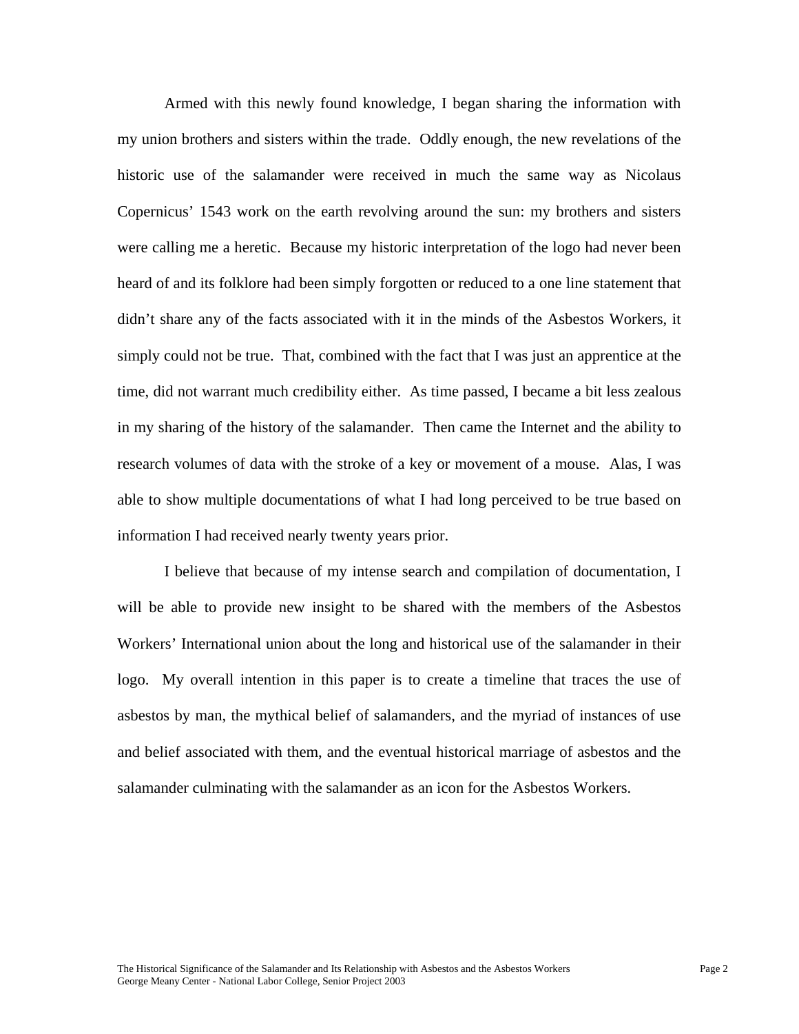Armed with this newly found knowledge, I began sharing the information with my union brothers and sisters within the trade. Oddly enough, the new revelations of the historic use of the salamander were received in much the same way as Nicolaus Copernicus' 1543 work on the earth revolving around the sun: my brothers and sisters were calling me a heretic. Because my historic interpretation of the logo had never been heard of and its folklore had been simply forgotten or reduced to a one line statement that didn't share any of the facts associated with it in the minds of the Asbestos Workers, it simply could not be true. That, combined with the fact that I was just an apprentice at the time, did not warrant much credibility either. As time passed, I became a bit less zealous in my sharing of the history of the salamander. Then came the Internet and the ability to research volumes of data with the stroke of a key or movement of a mouse. Alas, I was able to show multiple documentations of what I had long perceived to be true based on information I had received nearly twenty years prior.

I believe that because of my intense search and compilation of documentation, I will be able to provide new insight to be shared with the members of the Asbestos Workers' International union about the long and historical use of the salamander in their logo. My overall intention in this paper is to create a timeline that traces the use of asbestos by man, the mythical belief of salamanders, and the myriad of instances of use and belief associated with them, and the eventual historical marriage of asbestos and the salamander culminating with the salamander as an icon for the Asbestos Workers.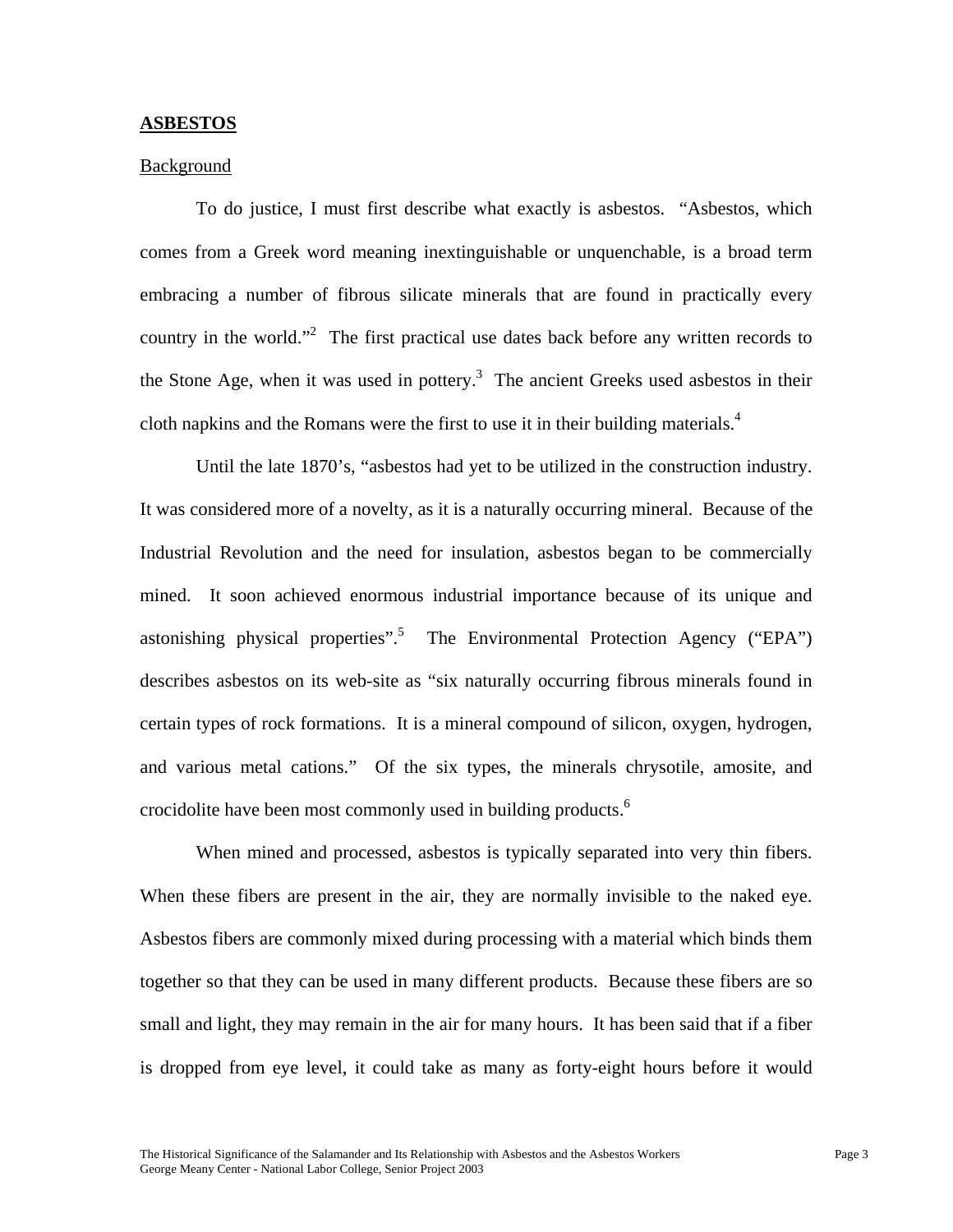**ASBESTOS**

Background

To do justice, I must first describe what exactly is asbestos. "Asbestos, which comes from a Greek word meaning inextinguishable or unquenchable, is a broad term embracing a number of fibrous silicate minerals that are found in practically every country in the world."[2] The first practical use dates back before any written records to the Stone Age, when it was used in pottery.[3] The ancient Greeks used asbestos in their cloth napkins and the Romans were the first to use it in their building materials.[4]

Until the late 1870's, "asbestos had yet to be utilized in the construction industry. It was considered more of a novelty, as it is a naturally occurring mineral. Because of the Industrial Revolution and the need for insulation, asbestos began to be commercially mined. It soon achieved enormous industrial importance because of its unique and astonishing physical properties".[5] The Environmental Protection Agency ("EPA") describes asbestos on its web-site as "six naturally occurring fibrous minerals found in certain types of rock formations. It is a mineral compound of silicon, oxygen, hydrogen, and various metal cations." Of the six types, the minerals chrysotile, amosite, and crocidolite have been most commonly used in building products.[6]

When mined and processed, asbestos is typically separated into very thin fibers. When these fibers are present in the air, they are normally invisible to the naked eye. Asbestos fibers are commonly mixed during processing with a material which binds them together so that they can be used in many different products. Because these fibers are so small and light, they may remain in the air for many hours. It has been said that if a fiber is dropped from eye level, it could take as many as forty-eight hours before it would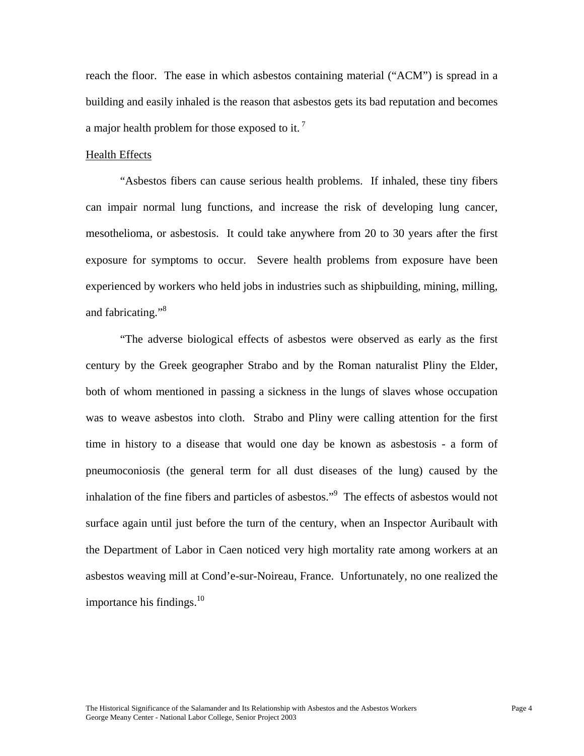reach the floor. The ease in which asbestos containing material ("ACM") is spread in a building and easily inhaled is the reason that asbestos gets its bad reputation and becomes a major health problem for those exposed to it.[7]

Health Effects

"Asbestos fibers can cause serious health problems. If inhaled, these tiny fibers can impair normal lung functions, and increase the risk of developing lung cancer, mesothelioma, or asbestosis. It could take anywhere from 20 to 30 years after the first exposure for symptoms to occur. Severe health problems from exposure have been experienced by workers who held jobs in industries such as shipbuilding, mining, milling, and fabricating."[8]

"The adverse biological effects of asbestos were observed as early as the first century by the Greek geographer Strabo and by the Roman naturalist Pliny the Elder, both of whom mentioned in passing a sickness in the lungs of slaves whose occupation was to weave asbestos into cloth. Strabo and Pliny were calling attention for the first time in history to a disease that would one day be known as asbestosis - a form of pneumoconiosis (the general term for all dust diseases of the lung) caused by the inhalation of the fine fibers and particles of asbestos."[9] The effects of asbestos would not surface again until just before the turn of the century, when an Inspector Auribault with the Department of Labor in Caen noticed very high mortality rate among workers at an asbestos weaving mill at Cond'e-sur-Noireau, France. Unfortunately, no one realized the importance his findings.[10]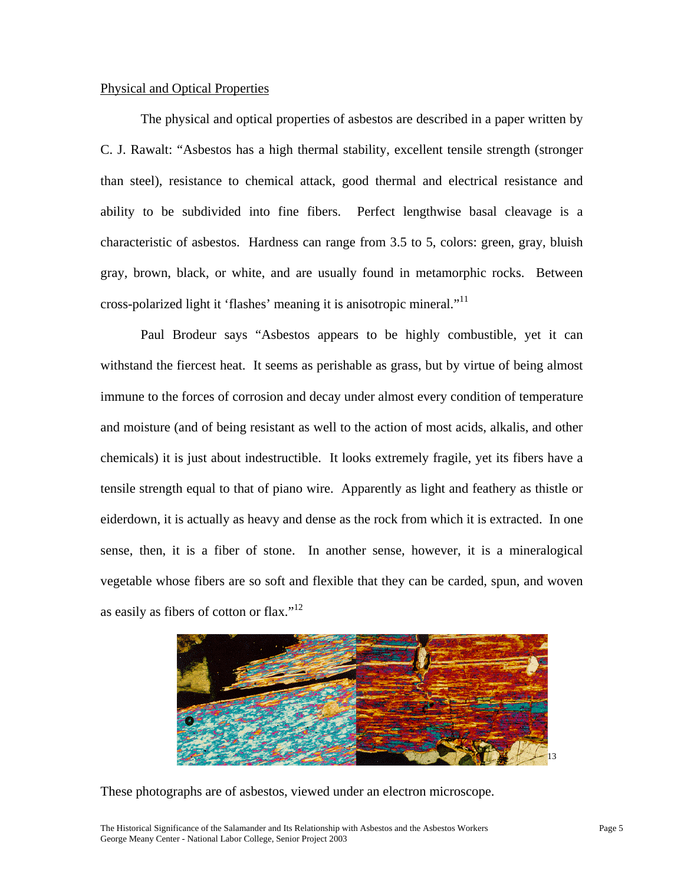Physical and Optical Properties

The physical and optical properties of asbestos are described in a paper written by C. J. Rawalt: "Asbestos has a high thermal stability, excellent tensile strength (stronger than steel), resistance to chemical attack, good thermal and electrical resistance and ability to be subdivided into fine fibers. Perfect lengthwise basal cleavage is a characteristic of asbestos. Hardness can range from 3.5 to 5, colors: green, gray, bluish gray, brown, black, or white, and are usually found in metamorphic rocks. Between cross-polarized light it 'flashes' meaning it is anisotropic mineral."[11]

Paul Brodeur says "Asbestos appears to be highly combustible, yet it can withstand the fiercest heat. It seems as perishable as grass, but by virtue of being almost immune to the forces of corrosion and decay under almost every condition of temperature and moisture (and of being resistant as well to the action of most acids, alkalis, and other chemicals) it is just about indestructible. It looks extremely fragile, yet its fibers have a tensile strength equal to that of piano wire. Apparently as light and feathery as thistle or eiderdown, it is actually as heavy and dense as the rock from which it is extracted. In one sense, then, it is a fiber of stone. In another sense, however, it is a mineralogical vegetable whose fibers are so soft and flexible that they can be carded, spun, and woven as easily as fibers of cotton or flax."[12]

[13]

These photographs are of asbestos, viewed under an electron microscope.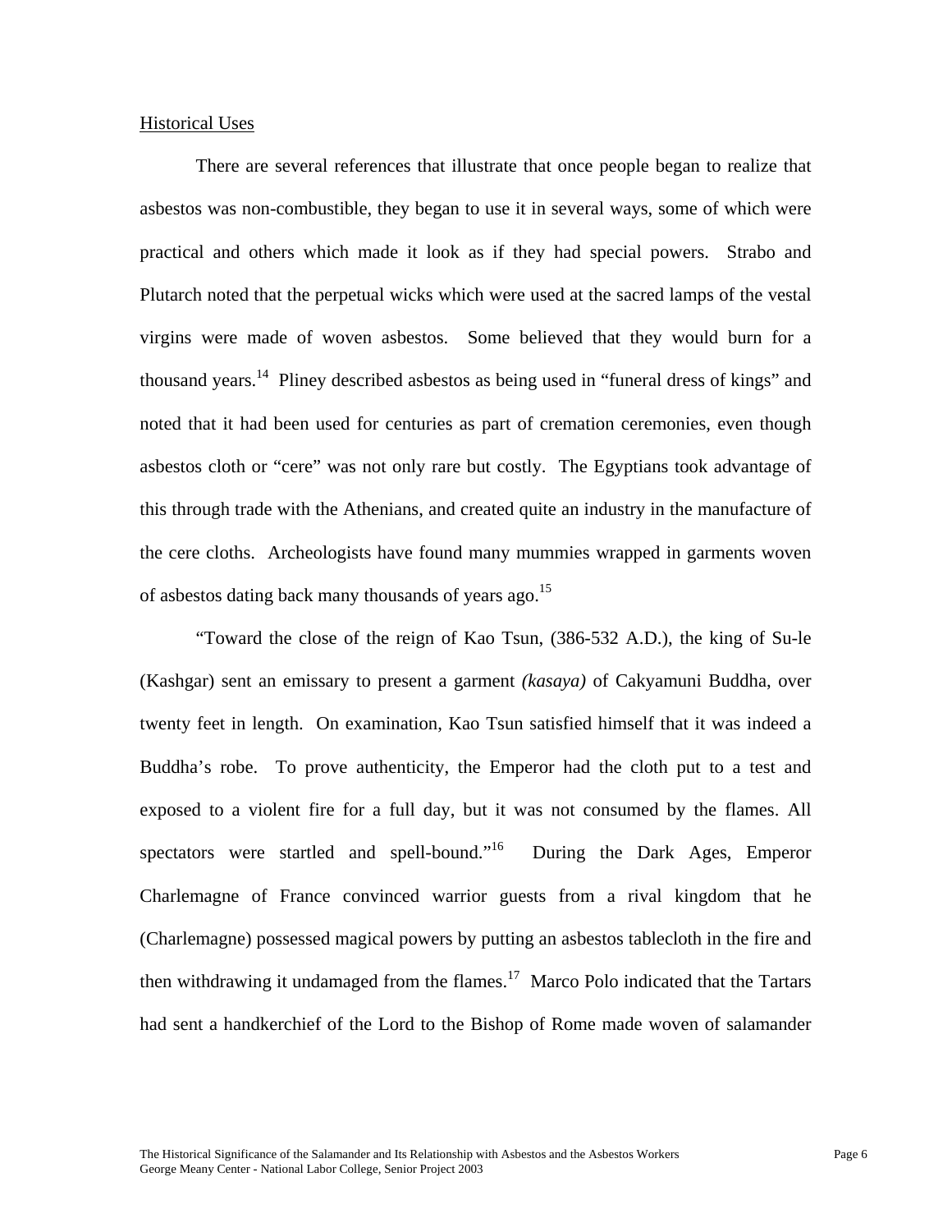Historical Uses

There are several references that illustrate that once people began to realize that asbestos was non-combustible, they began to use it in several ways, some of which were practical and others which made it look as if they had special powers. Strabo and Plutarch noted that the perpetual wicks which were used at the sacred lamps of the vestal virgins were made of woven asbestos. Some believed that they would burn for a thousand years.[14] Pliney described asbestos as being used in "funeral dress of kings" and noted that it had been used for centuries as part of cremation ceremonies, even though asbestos cloth or "cere" was not only rare but costly. The Egyptians took advantage of this through trade with the Athenians, and created quite an industry in the manufacture of the cere cloths. Archeologists have found many mummies wrapped in garments woven of asbestos dating back many thousands of years ago.[15]

"Toward the close of the reign of Kao Tsun, (386-532 A.D.), the king of Su-le (Kashgar) sent an emissary to present a garment *(kasaya)* of Cakyamuni Buddha, over twenty feet in length. On examination, Kao Tsun satisfied himself that it was indeed a Buddha's robe. To prove authenticity, the Emperor had the cloth put to a test and exposed to a violent fire for a full day, but it was not consumed by the flames. All spectators were startled and spell-bound."[16] During the Dark Ages, Emperor Charlemagne of France convinced warrior guests from a rival kingdom that he (Charlemagne) possessed magical powers by putting an asbestos tablecloth in the fire and then withdrawing it undamaged from the flames.[17] Marco Polo indicated that the Tartars had sent a handkerchief of the Lord to the Bishop of Rome made woven of salamander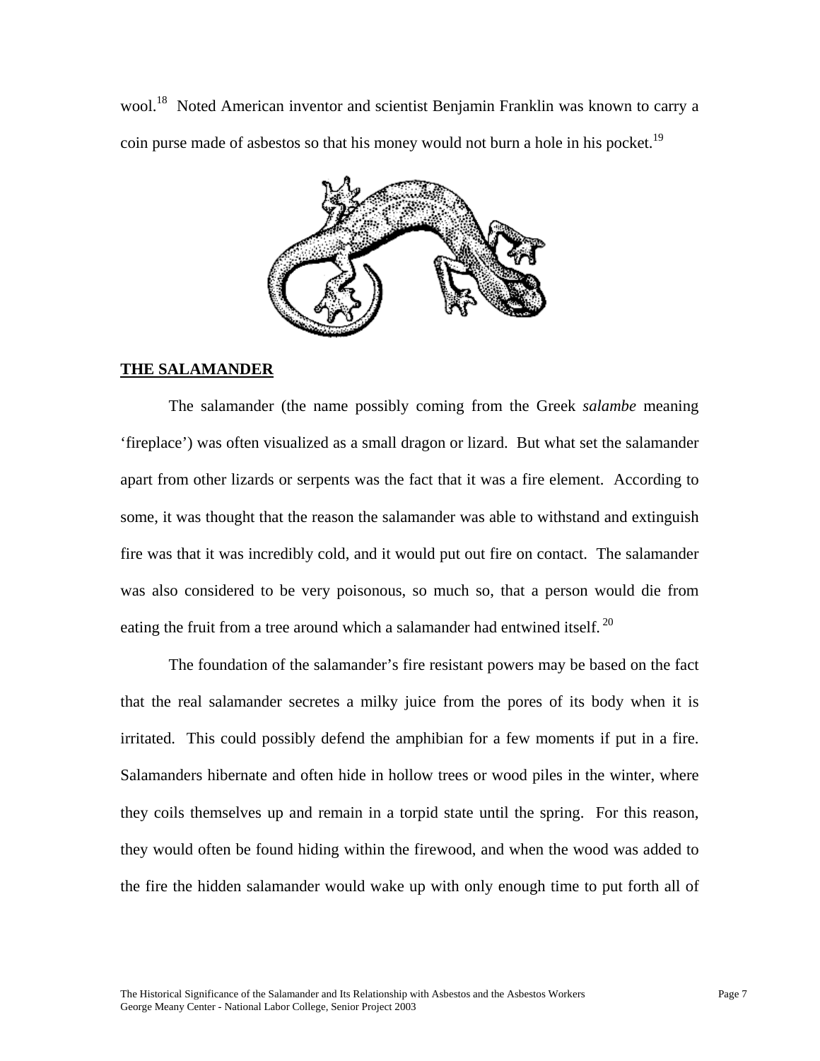wool.[18] Noted American inventor and scientist Benjamin Franklin was known to carry a coin purse made of asbestos so that his money would not burn a hole in his pocket.[19]

## THE SALAMANDER

The salamander (the name possibly coming from the Greek *salambe* meaning 'fireplace') was often visualized as a small dragon or lizard. But what set the salamander apart from other lizards or serpents was the fact that it was a fire element. According to some, it was thought that the reason the salamander was able to withstand and extinguish fire was that it was incredibly cold, and it would put out fire on contact. The salamander was also considered to be very poisonous, so much so, that a person would die from eating the fruit from a tree around which a salamander had entwined itself.[20]

The foundation of the salamander's fire resistant powers may be based on the fact that the real salamander secretes a milky juice from the pores of its body when it is irritated. This could possibly defend the amphibian for a few moments if put in a fire. Salamanders hibernate and often hide in hollow trees or wood piles in the winter, where they coils themselves up and remain in a torpid state until the spring. For this reason, they would often be found hiding within the firewood, and when the wood was added to the fire the hidden salamander would wake up with only enough time to put forth all of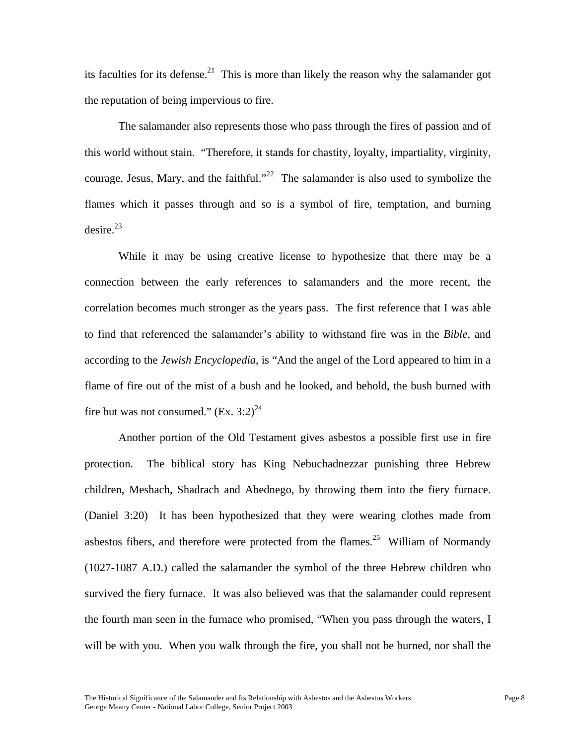its faculties for its defense.[21] This is more than likely the reason why the salamander got the reputation of being impervious to fire.

The salamander also represents those who pass through the fires of passion and of this world without stain. "Therefore, it stands for chastity, loyalty, impartiality, virginity, courage, Jesus, Mary, and the faithful."[22] The salamander is also used to symbolize the flames which it passes through and so is a symbol of fire, temptation, and burning desire.[23]

While it may be using creative license to hypothesize that there may be a connection between the early references to salamanders and the more recent, the correlation becomes much stronger as the years pass. The first reference that I was able to find that referenced the salamander's ability to withstand fire was in the *Bible*, and according to the *Jewish Encyclopedia*, is "And the angel of the Lord appeared to him in a flame of fire out of the mist of a bush and he looked, and behold, the bush burned with fire but was not consumed." (Ex. 3:2)[24]

Another portion of the Old Testament gives asbestos a possible first use in fire protection. The biblical story has King Nebuchadnezzar punishing three Hebrew children, Meshach, Shadrach and Abednego, by throwing them into the fiery furnace. (Daniel 3:20) It has been hypothesized that they were wearing clothes made from asbestos fibers, and therefore were protected from the flames.[25] William of Normandy (1027-1087 A.D.) called the salamander the symbol of the three Hebrew children who survived the fiery furnace. It was also believed was that the salamander could represent the fourth man seen in the furnace who promised, "When you pass through the waters, I will be with you. When you walk through the fire, you shall not be burned, nor shall the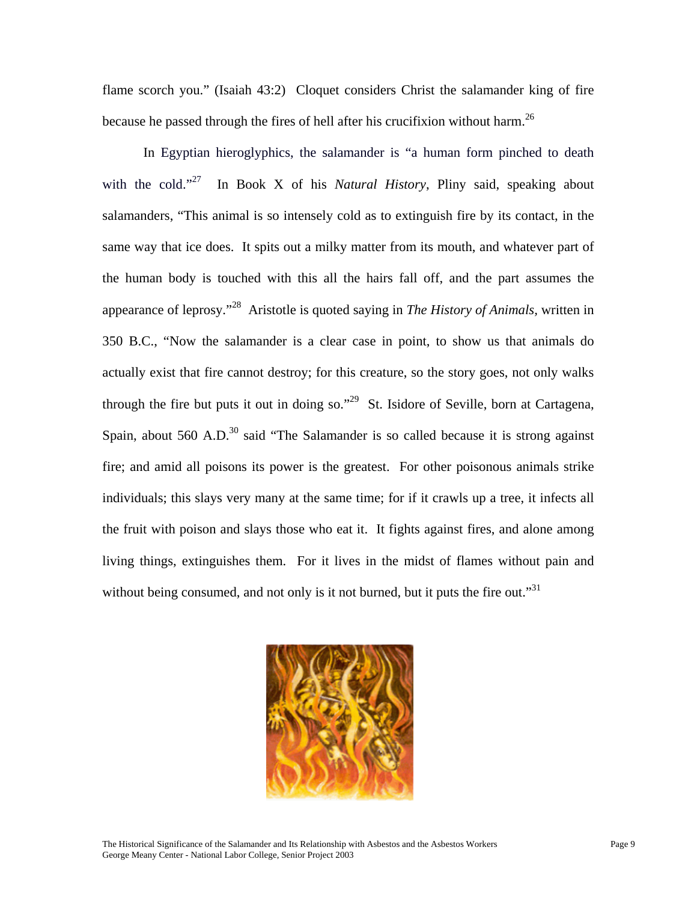flame scorch you." (Isaiah 43:2) Cloquet considers Christ the salamander king of fire because he passed through the fires of hell after his crucifixion without harm.[26]

In Egyptian hieroglyphics, the salamander is "a human form pinched to death with the cold."[27] In Book X of his *Natural History*, Pliny said, speaking about salamanders, "This animal is so intensely cold as to extinguish fire by its contact, in the same way that ice does. It spits out a milky matter from its mouth, and whatever part of the human body is touched with this all the hairs fall off, and the part assumes the appearance of leprosy."[28] Aristotle is quoted saying in *The History of Animals*, written in 350 B.C., "Now the salamander is a clear case in point, to show us that animals do actually exist that fire cannot destroy; for this creature, so the story goes, not only walks through the fire but puts it out in doing so."[29] St. Isidore of Seville, born at Cartagena, Spain, about 560 A.D.[30] said "The Salamander is so called because it is strong against fire; and amid all poisons its power is the greatest. For other poisonous animals strike individuals; this slays very many at the same time; for if it crawls up a tree, it infects all the fruit with poison and slays those who eat it. It fights against fires, and alone among living things, extinguishes them. For it lives in the midst of flames without pain and without being consumed, and not only is it not burned, but it puts the fire out."[31]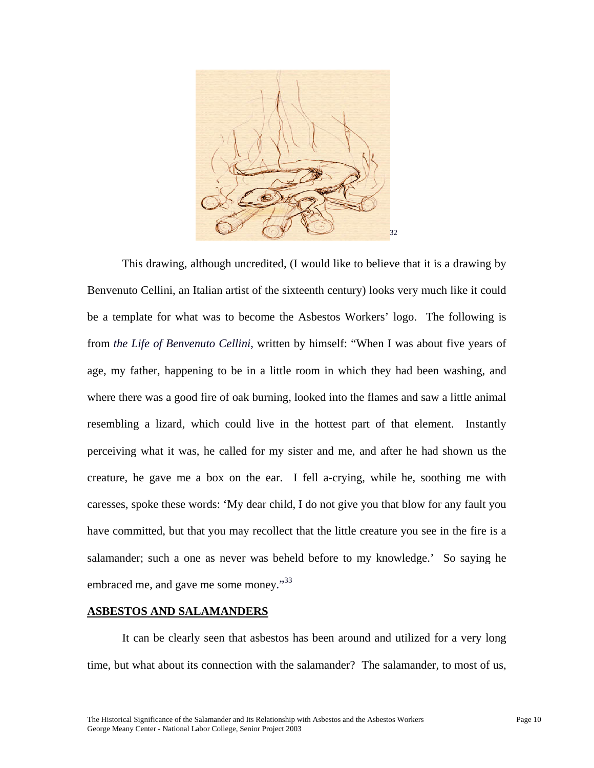[32]

This drawing, although uncredited, (I would like to believe that it is a drawing by Benvenuto Cellini, an Italian artist of the sixteenth century) looks very much like it could be a template for what was to become the Asbestos Workers' logo. The following is from *the Life of Benvenuto Cellini*, written by himself: "When I was about five years of age, my father, happening to be in a little room in which they had been washing, and where there was a good fire of oak burning, looked into the flames and saw a little animal resembling a lizard, which could live in the hottest part of that element. Instantly perceiving what it was, he called for my sister and me, and after he had shown us the creature, he gave me a box on the ear. I fell a-crying, while he, soothing me with caresses, spoke these words: 'My dear child, I do not give you that blow for any fault you have committed, but that you may recollect that the little creature you see in the fire is a salamander; such a one as never was beheld before to my knowledge.' So saying he embraced me, and gave me some money."[33]

## ASBESTOS AND SALAMANDERS

It can be clearly seen that asbestos has been around and utilized for a very long time, but what about its connection with the salamander? The salamander, to most of us,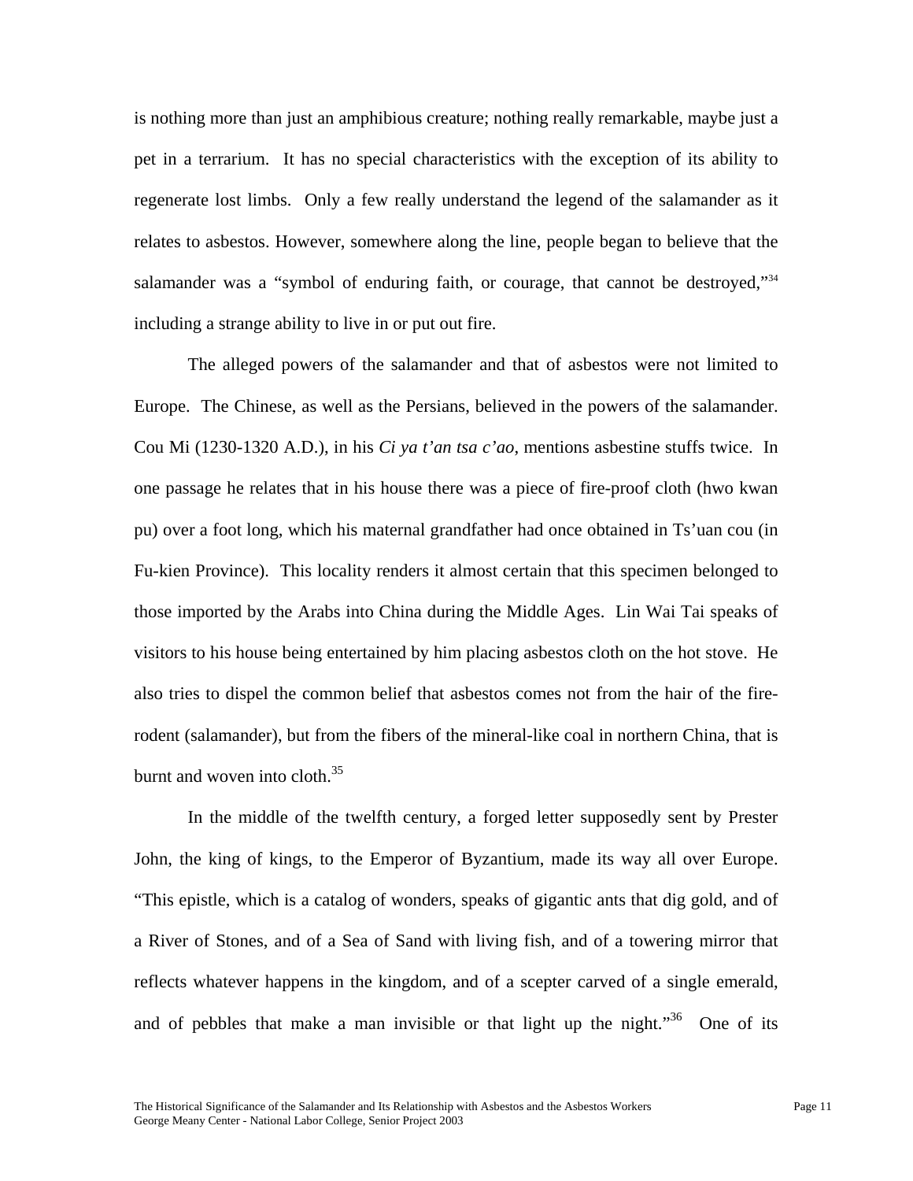is nothing more than just an amphibious creature; nothing really remarkable, maybe just a pet in a terrarium. It has no special characteristics with the exception of its ability to regenerate lost limbs. Only a few really understand the legend of the salamander as it relates to asbestos. However, somewhere along the line, people began to believe that the salamander was a "symbol of enduring faith, or courage, that cannot be destroyed,"[34] including a strange ability to live in or put out fire.

The alleged powers of the salamander and that of asbestos were not limited to Europe. The Chinese, as well as the Persians, believed in the powers of the salamander. Cou Mi (1230-1320 A.D.), in his *Ci ya t'an tsa c'ao*, mentions asbestine stuffs twice. In one passage he relates that in his house there was a piece of fire-proof cloth (hwo kwan pu) over a foot long, which his maternal grandfather had once obtained in Ts'uan cou (in Fu-kien Province). This locality renders it almost certain that this specimen belonged to those imported by the Arabs into China during the Middle Ages. Lin Wai Tai speaks of visitors to his house being entertained by him placing asbestos cloth on the hot stove. He also tries to dispel the common belief that asbestos comes not from the hair of the fire-rodent (salamander), but from the fibers of the mineral-like coal in northern China, that is burnt and woven into cloth.[35]

In the middle of the twelfth century, a forged letter supposedly sent by Prester John, the king of kings, to the Emperor of Byzantium, made its way all over Europe. "This epistle, which is a catalog of wonders, speaks of gigantic ants that dig gold, and of a River of Stones, and of a Sea of Sand with living fish, and of a towering mirror that reflects whatever happens in the kingdom, and of a scepter carved of a single emerald, and of pebbles that make a man invisible or that light up the night."[36] One of its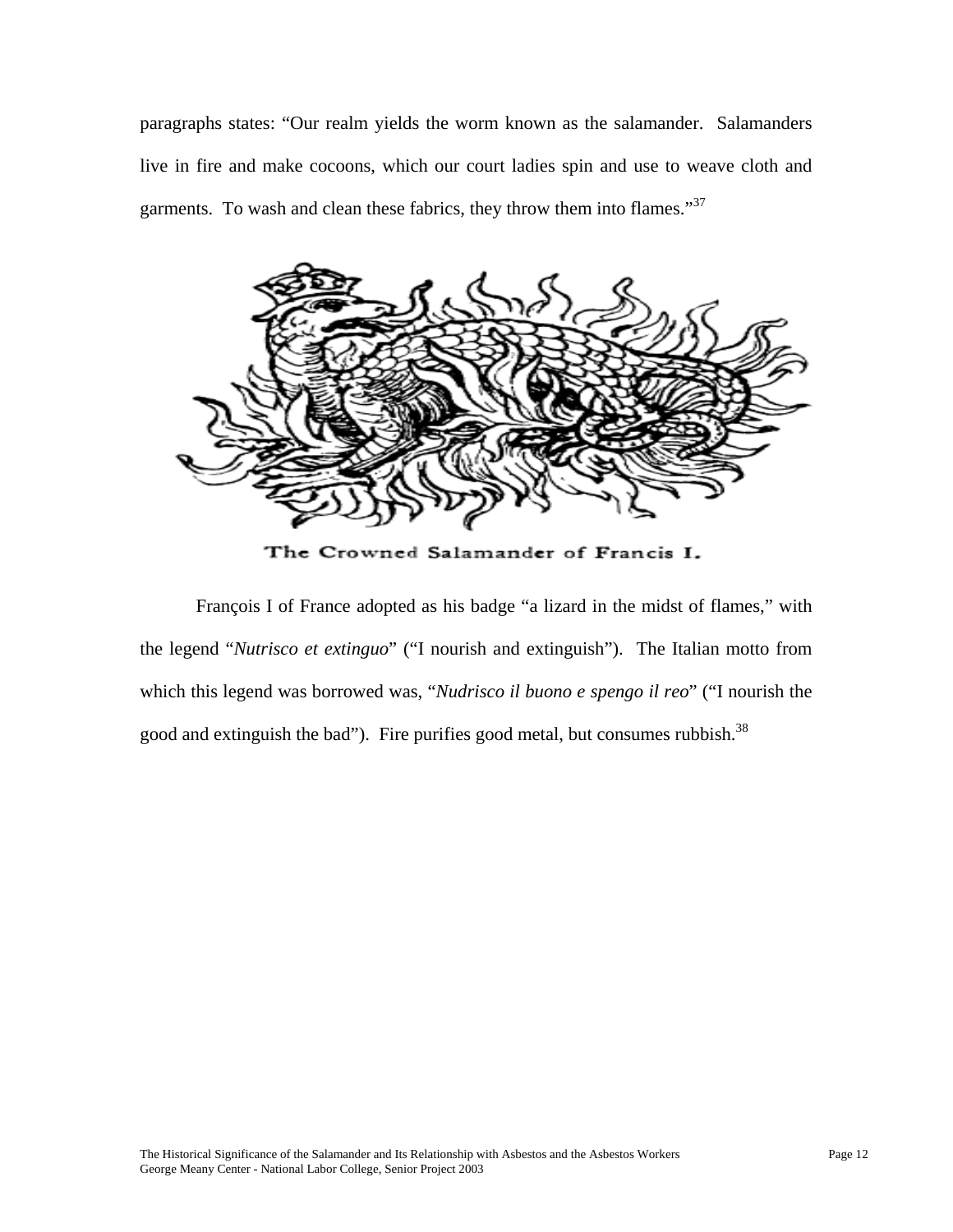paragraphs states: "Our realm yields the worm known as the salamander. Salamanders live in fire and make cocoons, which our court ladies spin and use to weave cloth and garments. To wash and clean these fabrics, they throw them into flames."[37]

The Crowned Salamander of Francis I.

François I of France adopted as his badge "a lizard in the midst of flames," with the legend "*Nutrisco et extinguo*" ("I nourish and extinguish"). The Italian motto from which this legend was borrowed was, "*Nudrisco il buono e spengo il reo*" ("I nourish the good and extinguish the bad"). Fire purifies good metal, but consumes rubbish.[38]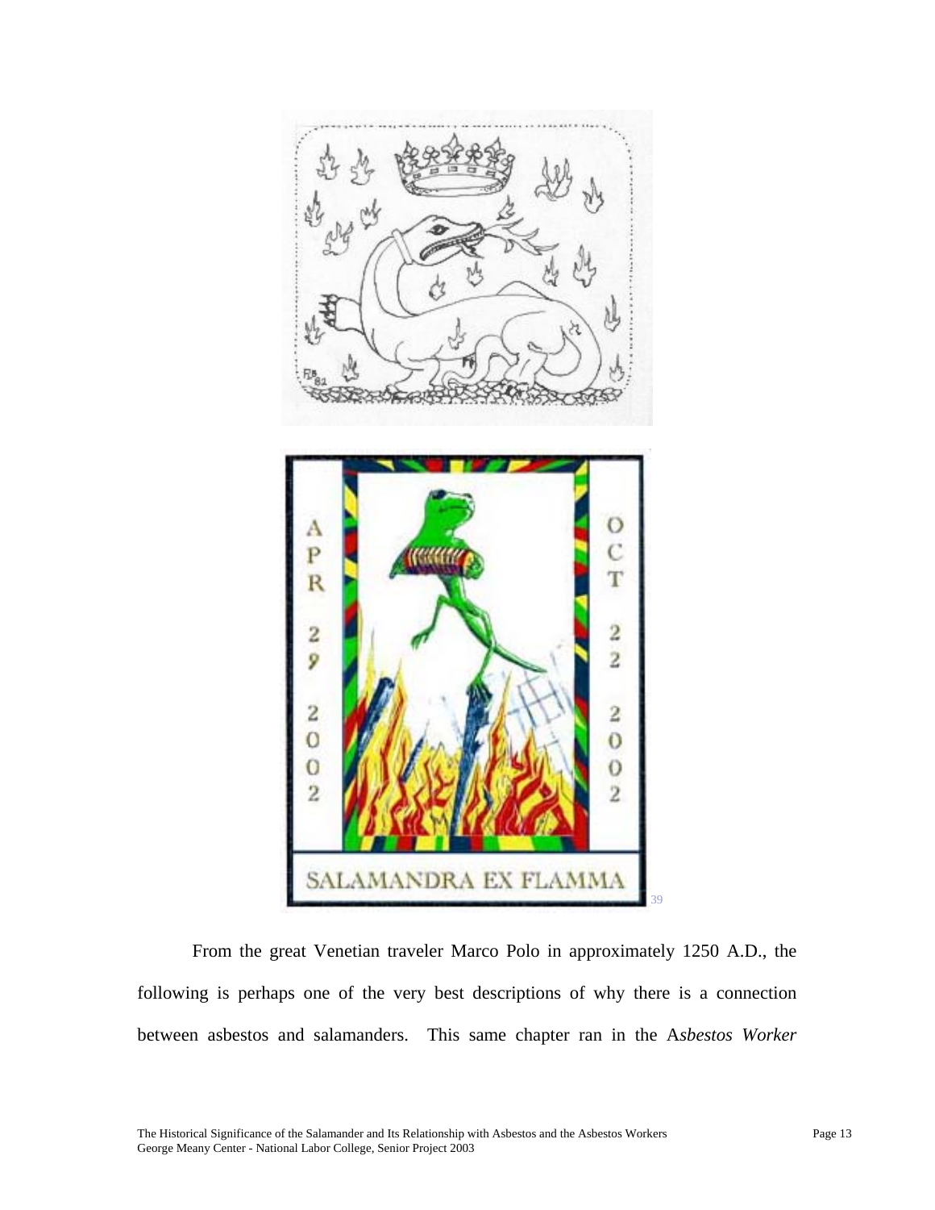From the great Venetian traveler Marco Polo in approximately 1250 A.D., the following is perhaps one of the very best descriptions of why there is a connection between asbestos and salamanders. This same chapter ran in the A*sbestos Worker*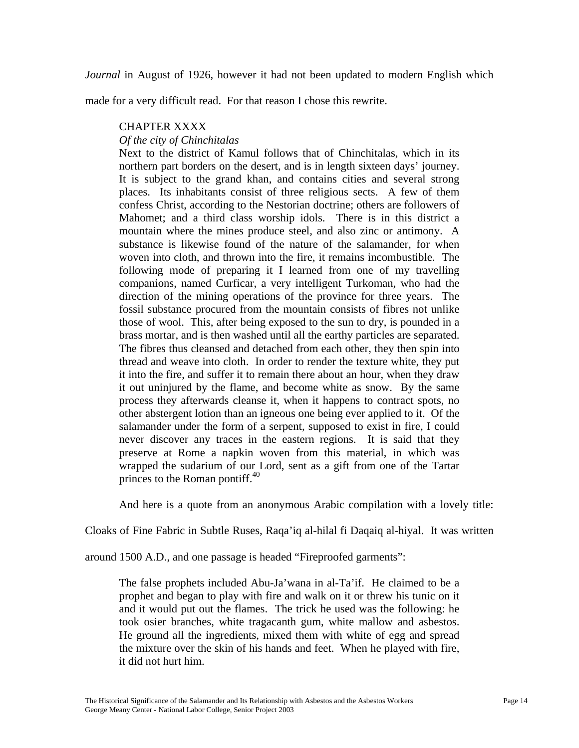*Journal* in August of 1926, however it had not been updated to modern English which made for a very difficult read. For that reason I chose this rewrite.

> CHAPTER XXXX
>
> *Of the city of Chinchitalas*
>
> Next to the district of Kamul follows that of Chinchitalas, which in its northern part borders on the desert, and is in length sixteen days' journey. It is subject to the grand khan, and contains cities and several strong places. Its inhabitants consist of three religious sects. A few of them confess Christ, according to the Nestorian doctrine; others are followers of Mahomet; and a third class worship idols. There is in this district a mountain where the mines produce steel, and also zinc or antimony. A substance is likewise found of the nature of the salamander, for when woven into cloth, and thrown into the fire, it remains incombustible. The following mode of preparing it I learned from one of my travelling companions, named Curficar, a very intelligent Turkoman, who had the direction of the mining operations of the province for three years. The fossil substance procured from the mountain consists of fibres not unlike those of wool. This, after being exposed to the sun to dry, is pounded in a brass mortar, and is then washed until all the earthy particles are separated. The fibres thus cleansed and detached from each other, they then spin into thread and weave into cloth. In order to render the texture white, they put it into the fire, and suffer it to remain there about an hour, when they draw it out uninjured by the flame, and become white as snow. By the same process they afterwards cleanse it, when it happens to contract spots, no other abstergent lotion than an igneous one being ever applied to it. Of the salamander under the form of a serpent, supposed to exist in fire, I could never discover any traces in the eastern regions. It is said that they preserve at Rome a napkin woven from this material, in which was wrapped the sudarium of our Lord, sent as a gift from one of the Tartar princes to the Roman pontiff.[40]

And here is a quote from an anonymous Arabic compilation with a lovely title: Cloaks of Fine Fabric in Subtle Ruses, Raqa'iq al-hilal fi Daqaiq al-hiyal. It was written around 1500 A.D., and one passage is headed "Fireproofed garments":

> The false prophets included Abu-Ja'wana in al-Ta'if. He claimed to be a prophet and began to play with fire and walk on it or threw his tunic on it and it would put out the flames. The trick he used was the following: he took osier branches, white tragacanth gum, white mallow and asbestos. He ground all the ingredients, mixed them with white of egg and spread the mixture over the skin of his hands and feet. When he played with fire, it did not hurt him.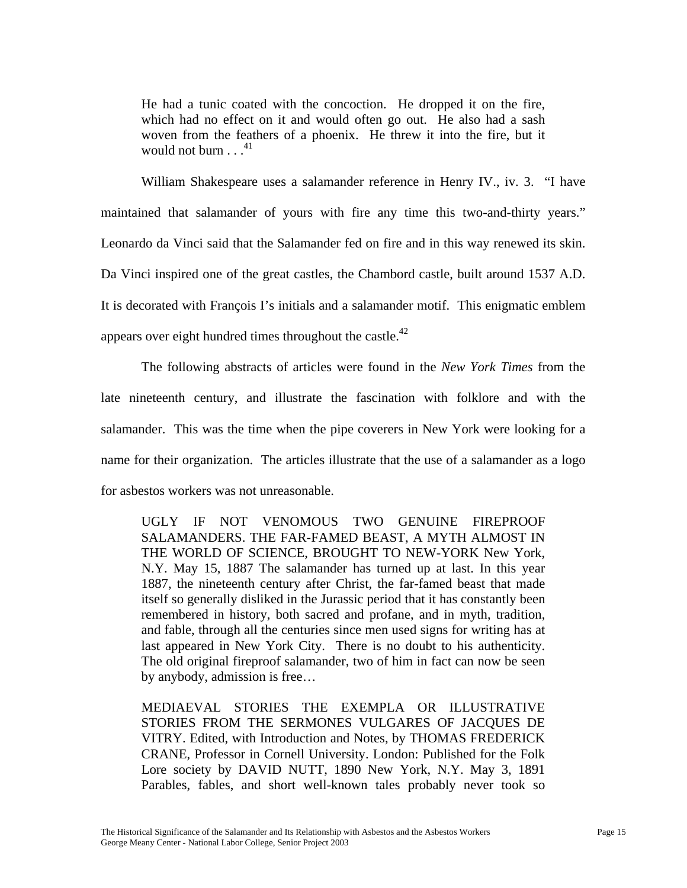> He had a tunic coated with the concoction. He dropped it on the fire, which had no effect on it and would often go out. He also had a sash woven from the feathers of a phoenix. He threw it into the fire, but it would not burn . . .[41]

William Shakespeare uses a salamander reference in Henry IV., iv. 3. "I have maintained that salamander of yours with fire any time this two-and-thirty years." Leonardo da Vinci said that the Salamander fed on fire and in this way renewed its skin. Da Vinci inspired one of the great castles, the Chambord castle, built around 1537 A.D. It is decorated with François I's initials and a salamander motif. This enigmatic emblem appears over eight hundred times throughout the castle.[42]

The following abstracts of articles were found in the *New York Times* from the late nineteenth century, and illustrate the fascination with folklore and with the salamander. This was the time when the pipe coverers in New York were looking for a name for their organization. The articles illustrate that the use of a salamander as a logo for asbestos workers was not unreasonable.

> UGLY IF NOT VENOMOUS TWO GENUINE FIREPROOF SALAMANDERS. THE FAR-FAMED BEAST, A MYTH ALMOST IN THE WORLD OF SCIENCE, BROUGHT TO NEW-YORK New York, N.Y. May 15, 1887 The salamander has turned up at last. In this year 1887, the nineteenth century after Christ, the far-famed beast that made itself so generally disliked in the Jurassic period that it has constantly been remembered in history, both sacred and profane, and in myth, tradition, and fable, through all the centuries since men used signs for writing has at last appeared in New York City. There is no doubt to his authenticity. The old original fireproof salamander, two of him in fact can now be seen by anybody, admission is free…

> MEDIAEVAL STORIES THE EXEMPLA OR ILLUSTRATIVE STORIES FROM THE SERMONES VULGARES OF JACQUES DE VITRY. Edited, with Introduction and Notes, by THOMAS FREDERICK CRANE, Professor in Cornell University. London: Published for the Folk Lore society by DAVID NUTT, 1890 New York, N.Y. May 3, 1891 Parables, fables, and short well-known tales probably never took so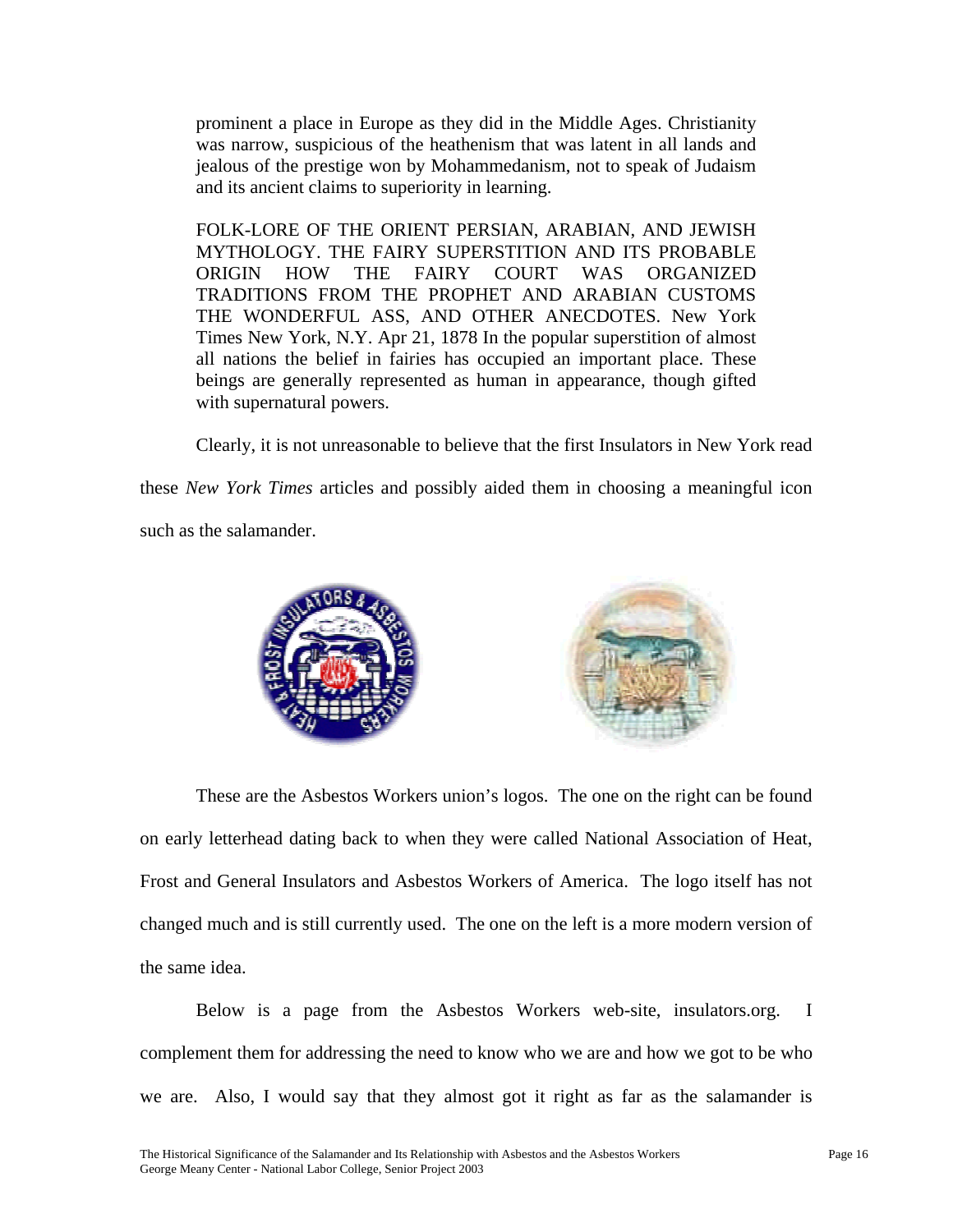prominent a place in Europe as they did in the Middle Ages. Christianity was narrow, suspicious of the heathenism that was latent in all lands and jealous of the prestige won by Mohammedanism, not to speak of Judaism and its ancient claims to superiority in learning.

> FOLK-LORE OF THE ORIENT PERSIAN, ARABIAN, AND JEWISH MYTHOLOGY. THE FAIRY SUPERSTITION AND ITS PROBABLE ORIGIN HOW THE FAIRY COURT WAS ORGANIZED TRADITIONS FROM THE PROPHET AND ARABIAN CUSTOMS THE WONDERFUL ASS, AND OTHER ANECDOTES. New York Times New York, N.Y. Apr 21, 1878 In the popular superstition of almost all nations the belief in fairies has occupied an important place. These beings are generally represented as human in appearance, though gifted with supernatural powers.

Clearly, it is not unreasonable to believe that the first Insulators in New York read these *New York Times* articles and possibly aided them in choosing a meaningful icon such as the salamander.

These are the Asbestos Workers union's logos. The one on the right can be found on early letterhead dating back to when they were called National Association of Heat, Frost and General Insulators and Asbestos Workers of America. The logo itself has not changed much and is still currently used. The one on the left is a more modern version of the same idea.

Below is a page from the Asbestos Workers web-site, insulators.org. I complement them for addressing the need to know who we are and how we got to be who we are. Also, I would say that they almost got it right as far as the salamander is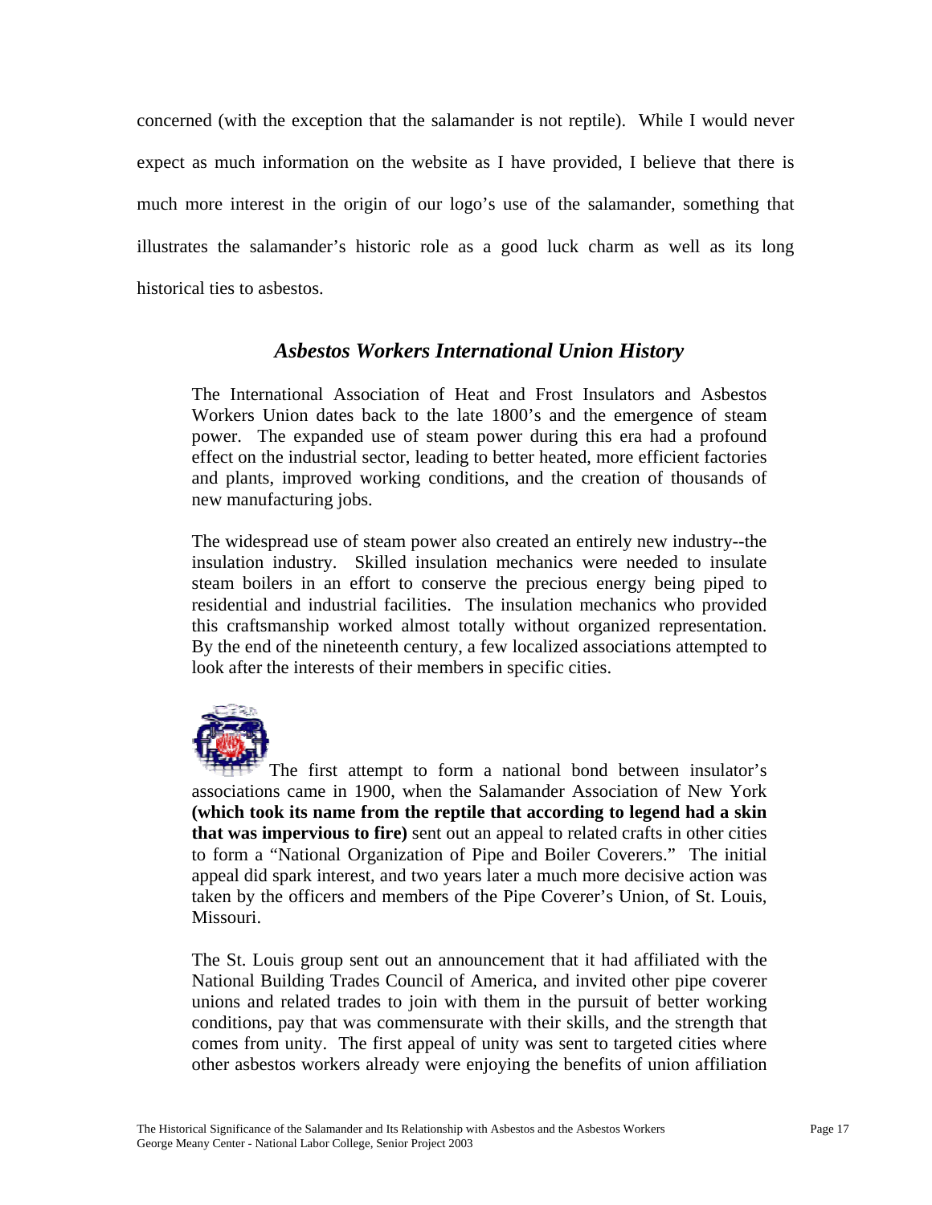concerned (with the exception that the salamander is not reptile). While I would never expect as much information on the website as I have provided, I believe that there is much more interest in the origin of our logo's use of the salamander, something that illustrates the salamander's historic role as a good luck charm as well as its long historical ties to asbestos.

## *Asbestos Workers International Union History*

The International Association of Heat and Frost Insulators and Asbestos Workers Union dates back to the late 1800's and the emergence of steam power. The expanded use of steam power during this era had a profound effect on the industrial sector, leading to better heated, more efficient factories and plants, improved working conditions, and the creation of thousands of new manufacturing jobs.

The widespread use of steam power also created an entirely new industry--the insulation industry. Skilled insulation mechanics were needed to insulate steam boilers in an effort to conserve the precious energy being piped to residential and industrial facilities. The insulation mechanics who provided this craftsmanship worked almost totally without organized representation. By the end of the nineteenth century, a few localized associations attempted to look after the interests of their members in specific cities.

The first attempt to form a national bond between insulator's associations came in 1900, when the Salamander Association of New York **(which took its name from the reptile that according to legend had a skin that was impervious to fire)** sent out an appeal to related crafts in other cities to form a "National Organization of Pipe and Boiler Coverers." The initial appeal did spark interest, and two years later a much more decisive action was taken by the officers and members of the Pipe Coverer's Union, of St. Louis, Missouri.

The St. Louis group sent out an announcement that it had affiliated with the National Building Trades Council of America, and invited other pipe coverer unions and related trades to join with them in the pursuit of better working conditions, pay that was commensurate with their skills, and the strength that comes from unity. The first appeal of unity was sent to targeted cities where other asbestos workers already were enjoying the benefits of union affiliation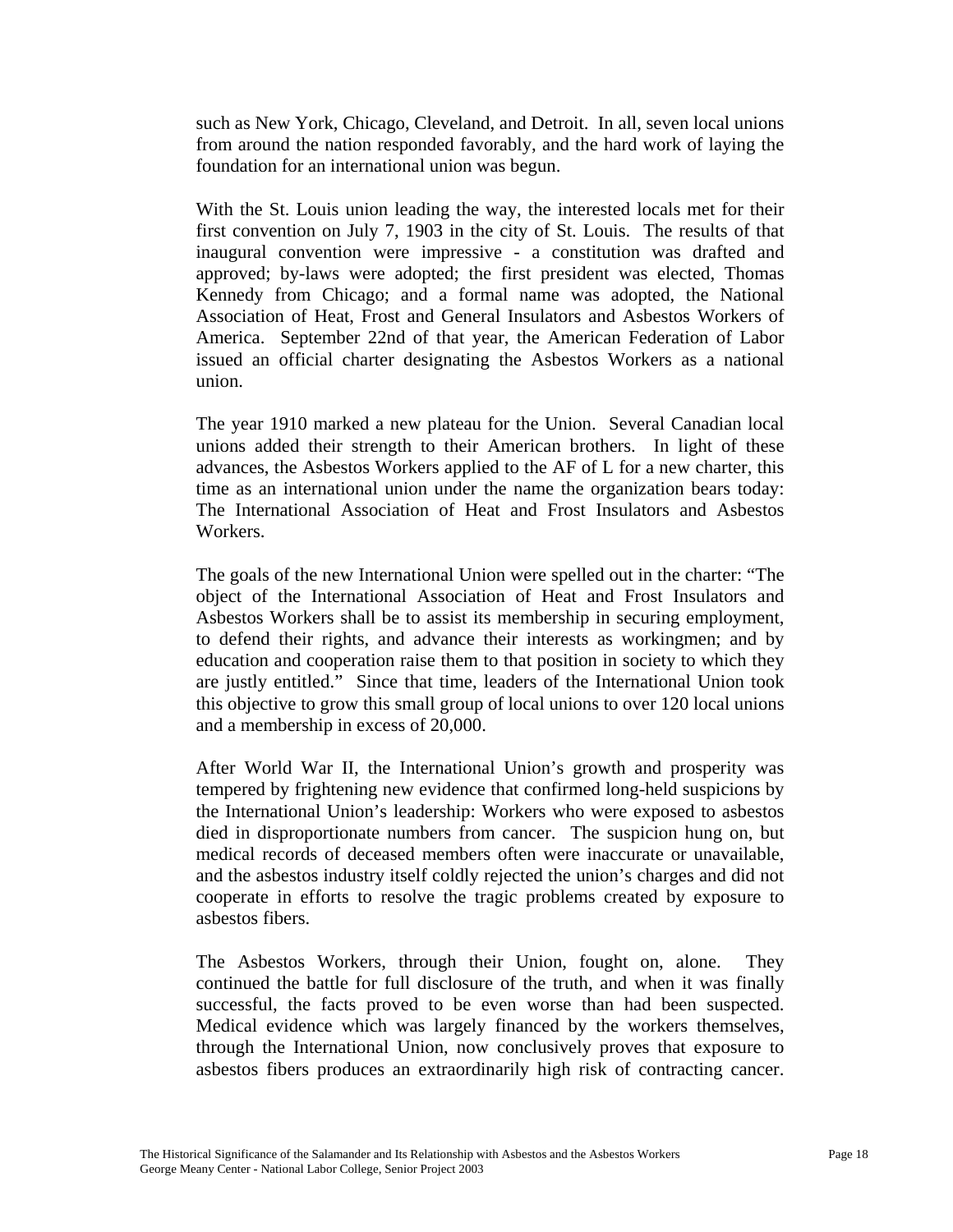such as New York, Chicago, Cleveland, and Detroit. In all, seven local unions from around the nation responded favorably, and the hard work of laying the foundation for an international union was begun.

With the St. Louis union leading the way, the interested locals met for their first convention on July 7, 1903 in the city of St. Louis. The results of that inaugural convention were impressive - a constitution was drafted and approved; by-laws were adopted; the first president was elected, Thomas Kennedy from Chicago; and a formal name was adopted, the National Association of Heat, Frost and General Insulators and Asbestos Workers of America. September 22nd of that year, the American Federation of Labor issued an official charter designating the Asbestos Workers as a national union.

The year 1910 marked a new plateau for the Union. Several Canadian local unions added their strength to their American brothers. In light of these advances, the Asbestos Workers applied to the AF of L for a new charter, this time as an international union under the name the organization bears today: The International Association of Heat and Frost Insulators and Asbestos Workers.

The goals of the new International Union were spelled out in the charter: "The object of the International Association of Heat and Frost Insulators and Asbestos Workers shall be to assist its membership in securing employment, to defend their rights, and advance their interests as workingmen; and by education and cooperation raise them to that position in society to which they are justly entitled." Since that time, leaders of the International Union took this objective to grow this small group of local unions to over 120 local unions and a membership in excess of 20,000.

After World War II, the International Union's growth and prosperity was tempered by frightening new evidence that confirmed long-held suspicions by the International Union's leadership: Workers who were exposed to asbestos died in disproportionate numbers from cancer. The suspicion hung on, but medical records of deceased members often were inaccurate or unavailable, and the asbestos industry itself coldly rejected the union's charges and did not cooperate in efforts to resolve the tragic problems created by exposure to asbestos fibers.

The Asbestos Workers, through their Union, fought on, alone. They continued the battle for full disclosure of the truth, and when it was finally successful, the facts proved to be even worse than had been suspected. Medical evidence which was largely financed by the workers themselves, through the International Union, now conclusively proves that exposure to asbestos fibers produces an extraordinarily high risk of contracting cancer.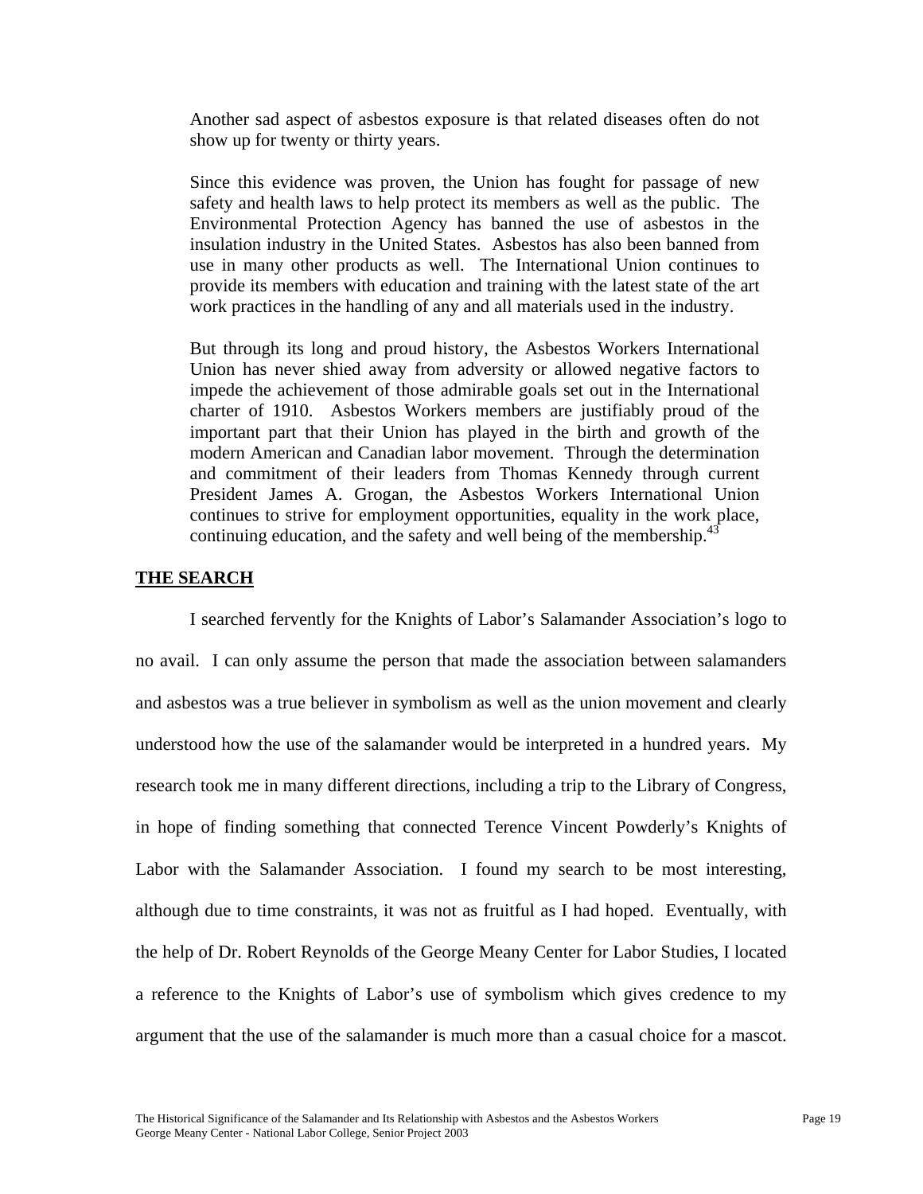Another sad aspect of asbestos exposure is that related diseases often do not show up for twenty or thirty years.

Since this evidence was proven, the Union has fought for passage of new safety and health laws to help protect its members as well as the public. The Environmental Protection Agency has banned the use of asbestos in the insulation industry in the United States. Asbestos has also been banned from use in many other products as well. The International Union continues to provide its members with education and training with the latest state of the art work practices in the handling of any and all materials used in the industry.

But through its long and proud history, the Asbestos Workers International Union has never shied away from adversity or allowed negative factors to impede the achievement of those admirable goals set out in the International charter of 1910. Asbestos Workers members are justifiably proud of the important part that their Union has played in the birth and growth of the modern American and Canadian labor movement. Through the determination and commitment of their leaders from Thomas Kennedy through current President James A. Grogan, the Asbestos Workers International Union continues to strive for employment opportunities, equality in the work place, continuing education, and the safety and well being of the membership.[43]

## THE SEARCH

I searched fervently for the Knights of Labor's Salamander Association's logo to no avail. I can only assume the person that made the association between salamanders and asbestos was a true believer in symbolism as well as the union movement and clearly understood how the use of the salamander would be interpreted in a hundred years. My research took me in many different directions, including a trip to the Library of Congress, in hope of finding something that connected Terence Vincent Powderly's Knights of Labor with the Salamander Association. I found my search to be most interesting, although due to time constraints, it was not as fruitful as I had hoped. Eventually, with the help of Dr. Robert Reynolds of the George Meany Center for Labor Studies, I located a reference to the Knights of Labor's use of symbolism which gives credence to my argument that the use of the salamander is much more than a casual choice for a mascot.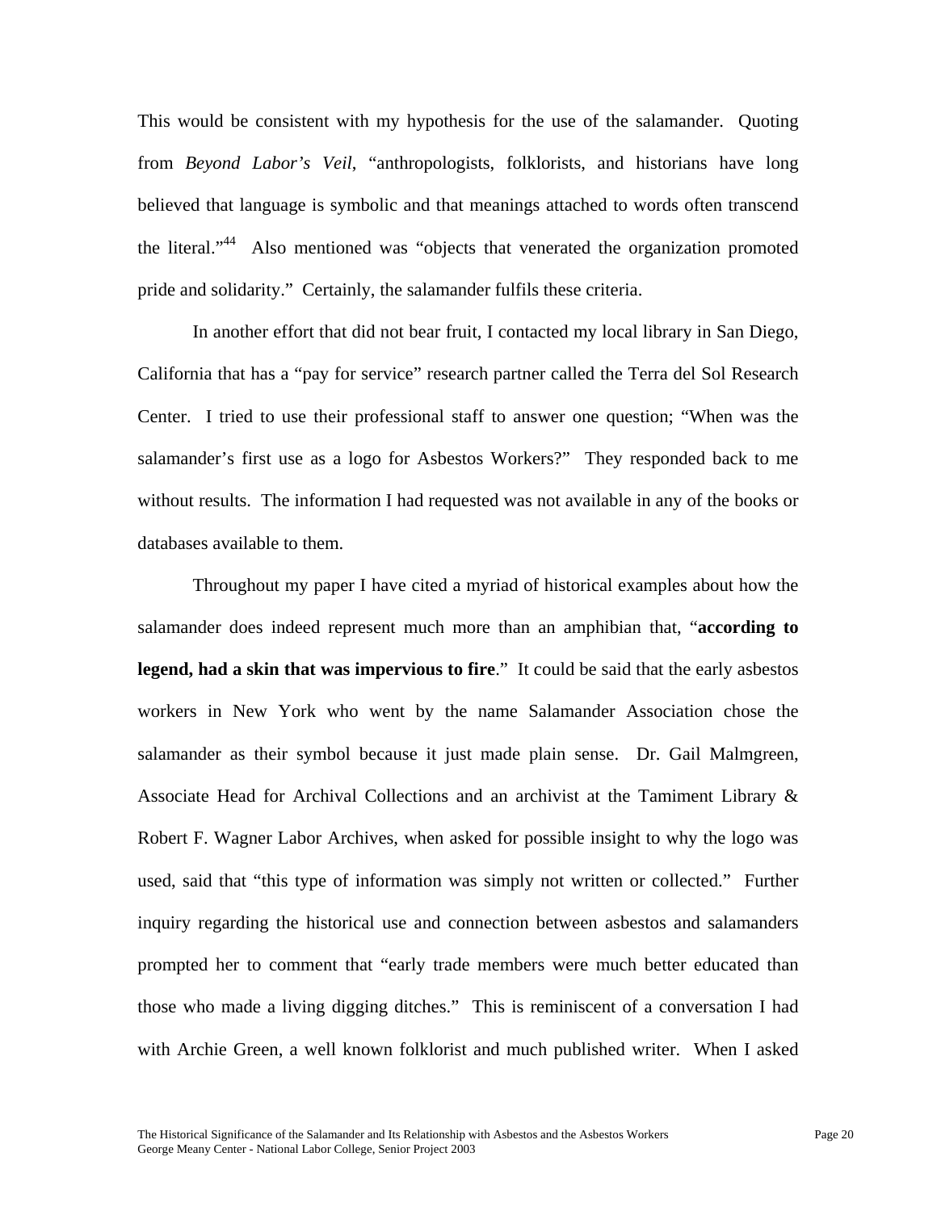This would be consistent with my hypothesis for the use of the salamander. Quoting from *Beyond Labor's Veil*, "anthropologists, folklorists, and historians have long believed that language is symbolic and that meanings attached to words often transcend the literal."[44] Also mentioned was "objects that venerated the organization promoted pride and solidarity." Certainly, the salamander fulfils these criteria.

In another effort that did not bear fruit, I contacted my local library in San Diego, California that has a "pay for service" research partner called the Terra del Sol Research Center. I tried to use their professional staff to answer one question; "When was the salamander's first use as a logo for Asbestos Workers?" They responded back to me without results. The information I had requested was not available in any of the books or databases available to them.

Throughout my paper I have cited a myriad of historical examples about how the salamander does indeed represent much more than an amphibian that, "**according to legend, had a skin that was impervious to fire**." It could be said that the early asbestos workers in New York who went by the name Salamander Association chose the salamander as their symbol because it just made plain sense. Dr. Gail Malmgreen, Associate Head for Archival Collections and an archivist at the Tamiment Library & Robert F. Wagner Labor Archives, when asked for possible insight to why the logo was used, said that "this type of information was simply not written or collected." Further inquiry regarding the historical use and connection between asbestos and salamanders prompted her to comment that "early trade members were much better educated than those who made a living digging ditches." This is reminiscent of a conversation I had with Archie Green, a well known folklorist and much published writer. When I asked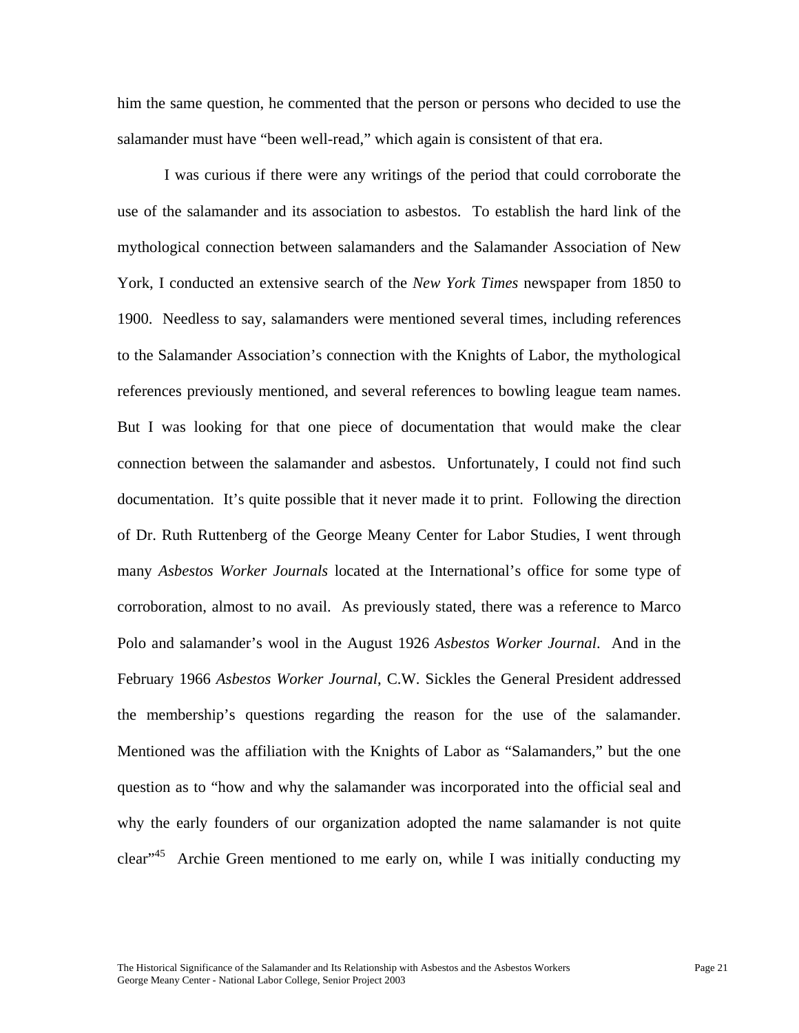him the same question, he commented that the person or persons who decided to use the salamander must have "been well-read," which again is consistent of that era.

I was curious if there were any writings of the period that could corroborate the use of the salamander and its association to asbestos. To establish the hard link of the mythological connection between salamanders and the Salamander Association of New York, I conducted an extensive search of the *New York Times* newspaper from 1850 to 1900. Needless to say, salamanders were mentioned several times, including references to the Salamander Association's connection with the Knights of Labor, the mythological references previously mentioned, and several references to bowling league team names. But I was looking for that one piece of documentation that would make the clear connection between the salamander and asbestos. Unfortunately, I could not find such documentation. It's quite possible that it never made it to print. Following the direction of Dr. Ruth Ruttenberg of the George Meany Center for Labor Studies, I went through many *Asbestos Worker Journals* located at the International's office for some type of corroboration, almost to no avail. As previously stated, there was a reference to Marco Polo and salamander's wool in the August 1926 *Asbestos Worker Journal*. And in the February 1966 *Asbestos Worker Journal*, C.W. Sickles the General President addressed the membership's questions regarding the reason for the use of the salamander. Mentioned was the affiliation with the Knights of Labor as "Salamanders," but the one question as to "how and why the salamander was incorporated into the official seal and why the early founders of our organization adopted the name salamander is not quite clear"[45] Archie Green mentioned to me early on, while I was initially conducting my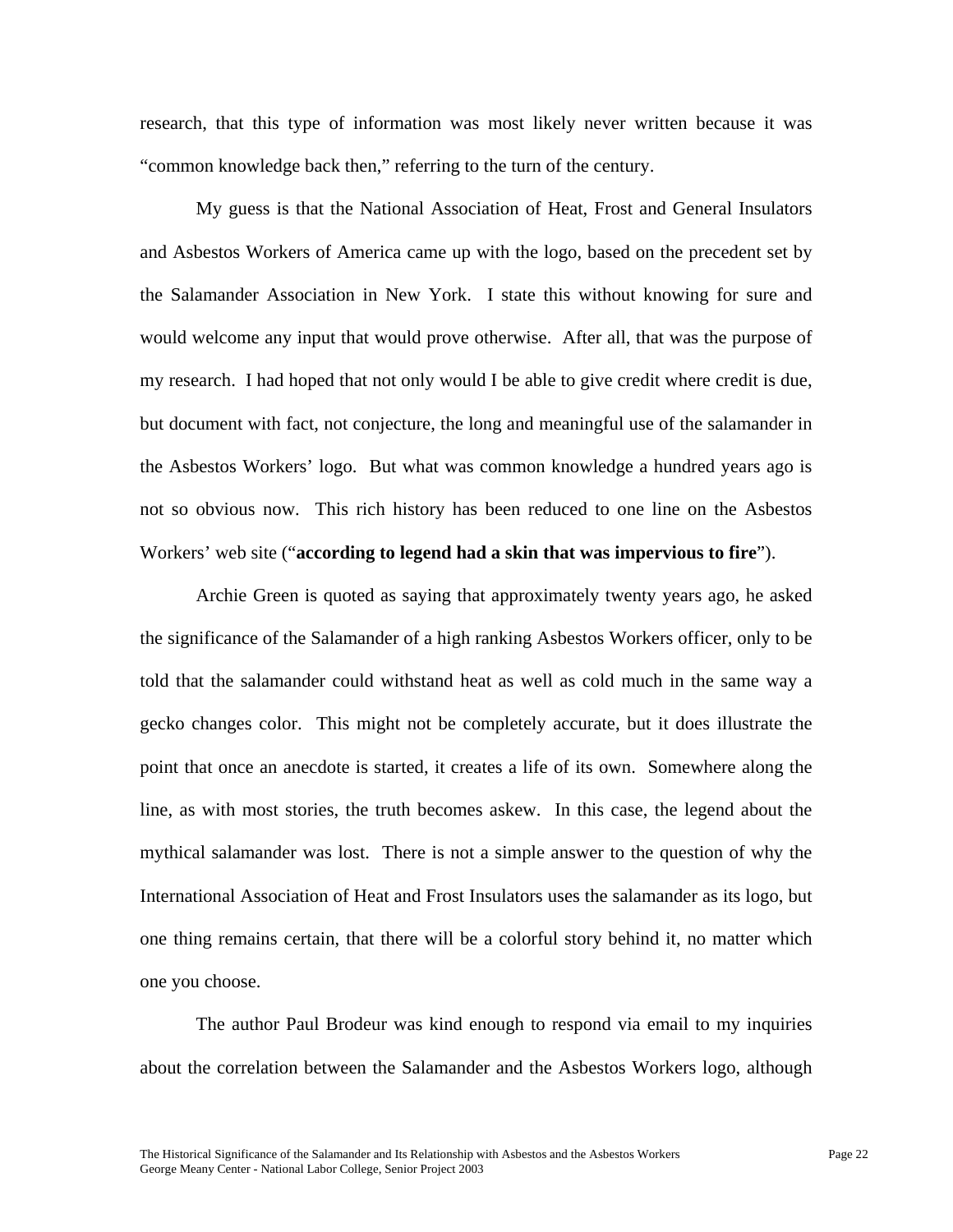research, that this type of information was most likely never written because it was "common knowledge back then," referring to the turn of the century.

My guess is that the National Association of Heat, Frost and General Insulators and Asbestos Workers of America came up with the logo, based on the precedent set by the Salamander Association in New York. I state this without knowing for sure and would welcome any input that would prove otherwise. After all, that was the purpose of my research. I had hoped that not only would I be able to give credit where credit is due, but document with fact, not conjecture, the long and meaningful use of the salamander in the Asbestos Workers' logo. But what was common knowledge a hundred years ago is not so obvious now. This rich history has been reduced to one line on the Asbestos Workers' web site ("**according to legend had a skin that was impervious to fire**").

Archie Green is quoted as saying that approximately twenty years ago, he asked the significance of the Salamander of a high ranking Asbestos Workers officer, only to be told that the salamander could withstand heat as well as cold much in the same way a gecko changes color. This might not be completely accurate, but it does illustrate the point that once an anecdote is started, it creates a life of its own. Somewhere along the line, as with most stories, the truth becomes askew. In this case, the legend about the mythical salamander was lost. There is not a simple answer to the question of why the International Association of Heat and Frost Insulators uses the salamander as its logo, but one thing remains certain, that there will be a colorful story behind it, no matter which one you choose.

The author Paul Brodeur was kind enough to respond via email to my inquiries about the correlation between the Salamander and the Asbestos Workers logo, although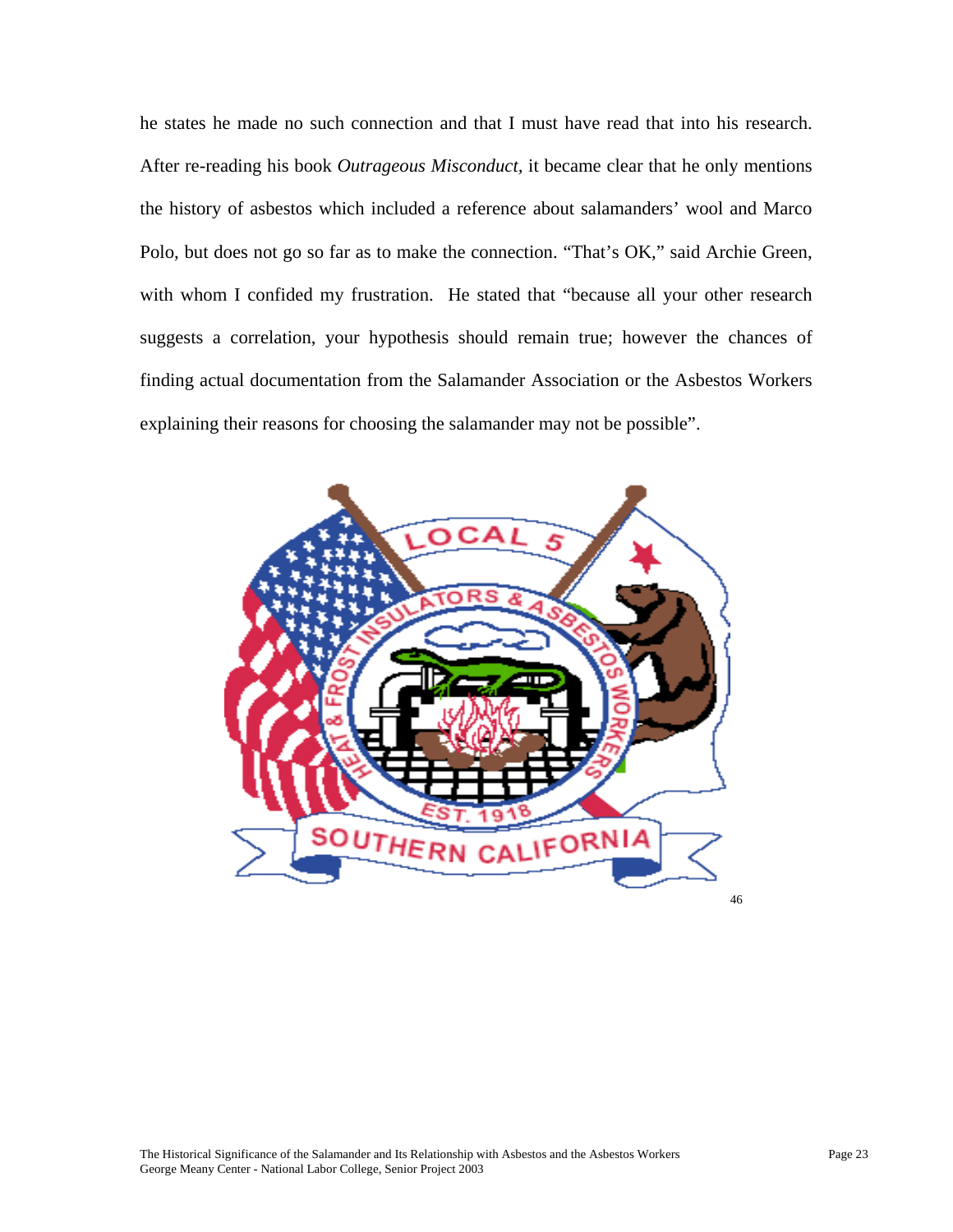he states he made no such connection and that I must have read that into his research. After re-reading his book *Outrageous Misconduct*, it became clear that he only mentions the history of asbestos which included a reference about salamanders' wool and Marco Polo, but does not go so far as to make the connection. "That's OK," said Archie Green, with whom I confided my frustration. He stated that "because all your other research suggests a correlation, your hypothesis should remain true; however the chances of finding actual documentation from the Salamander Association or the Asbestos Workers explaining their reasons for choosing the salamander may not be possible".

[46]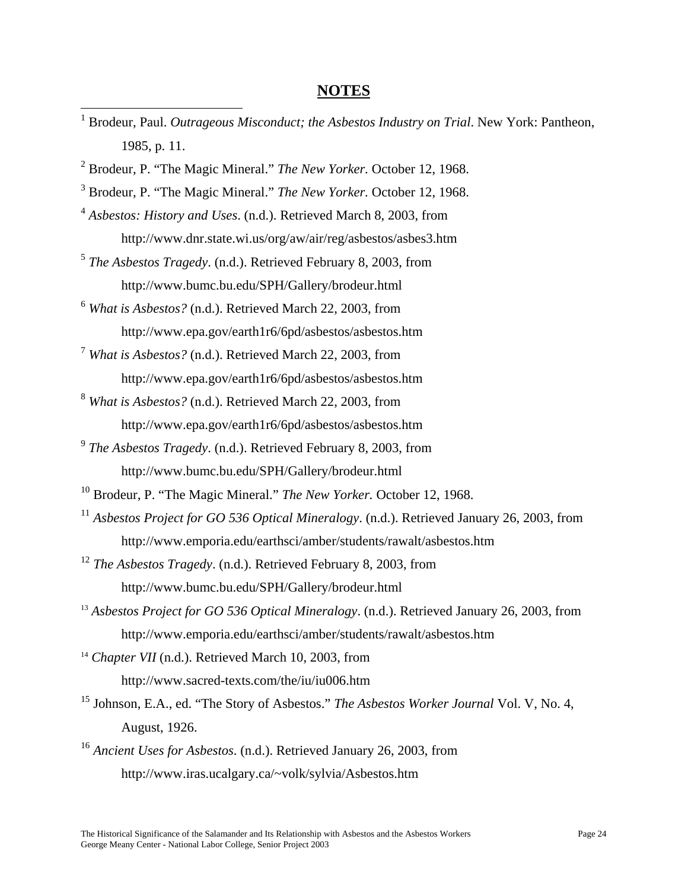# NOTES

[1] Brodeur, Paul. *Outrageous Misconduct; the Asbestos Industry on Trial*. New York: Pantheon, 1985, p. 11.

[2] Brodeur, P. "The Magic Mineral." *The New Yorker.* October 12, 1968.

[3] Brodeur, P. "The Magic Mineral." *The New Yorker.* October 12, 1968.

[4] *Asbestos: History and Uses*. (n.d.). Retrieved March 8, 2003, from http://www.dnr.state.wi.us/org/aw/air/reg/asbestos/asbes3.htm

[5] *The Asbestos Tragedy*. (n.d.). Retrieved February 8, 2003, from http://www.bumc.bu.edu/SPH/Gallery/brodeur.html

[6] *What is Asbestos?* (n.d.). Retrieved March 22, 2003, from http://www.epa.gov/earth1r6/6pd/asbestos/asbestos.htm

[7] *What is Asbestos?* (n.d.). Retrieved March 22, 2003, from http://www.epa.gov/earth1r6/6pd/asbestos/asbestos.htm

[8] *What is Asbestos?* (n.d.). Retrieved March 22, 2003, from http://www.epa.gov/earth1r6/6pd/asbestos/asbestos.htm

[9] *The Asbestos Tragedy*. (n.d.). Retrieved February 8, 2003, from http://www.bumc.bu.edu/SPH/Gallery/brodeur.html

[10] Brodeur, P. "The Magic Mineral." *The New Yorker.* October 12, 1968.

[11] *Asbestos Project for GO 536 Optical Mineralogy*. (n.d.). Retrieved January 26, 2003, from http://www.emporia.edu/earthsci/amber/students/rawalt/asbestos.htm

[12] *The Asbestos Tragedy*. (n.d.). Retrieved February 8, 2003, from http://www.bumc.bu.edu/SPH/Gallery/brodeur.html

[13] *Asbestos Project for GO 536 Optical Mineralogy*. (n.d.). Retrieved January 26, 2003, from http://www.emporia.edu/earthsci/amber/students/rawalt/asbestos.htm

[14] *Chapter VII* (n.d.). Retrieved March 10, 2003, from http://www.sacred-texts.com/the/iu/iu006.htm

[15] Johnson, E.A., ed. "The Story of Asbestos." *The Asbestos Worker Journal* Vol. V, No. 4, August, 1926.

[16] *Ancient Uses for Asbestos*. (n.d.). Retrieved January 26, 2003, from http://www.iras.ucalgary.ca/~volk/sylvia/Asbestos.htm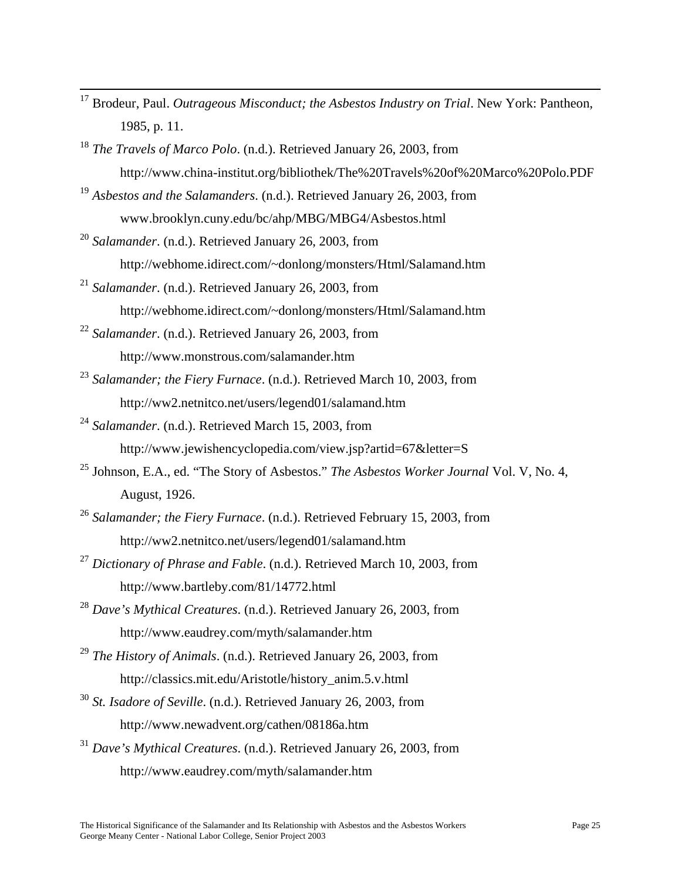[17] Brodeur, Paul. *Outrageous Misconduct; the Asbestos Industry on Trial*. New York: Pantheon, 1985, p. 11.

[18] *The Travels of Marco Polo*. (n.d.). Retrieved January 26, 2003, from http://www.china-institut.org/bibliothek/The%20Travels%20of%20Marco%20Polo.PDF

[19] *Asbestos and the Salamanders*. (n.d.). Retrieved January 26, 2003, from www.brooklyn.cuny.edu/bc/ahp/MBG/MBG4/Asbestos.html

[20] *Salamander*. (n.d.). Retrieved January 26, 2003, from http://webhome.idirect.com/~donlong/monsters/Html/Salamand.htm

[21] *Salamander*. (n.d.). Retrieved January 26, 2003, from http://webhome.idirect.com/~donlong/monsters/Html/Salamand.htm

[22] *Salamander*. (n.d.). Retrieved January 26, 2003, from http://www.monstrous.com/salamander.htm

[23] *Salamander; the Fiery Furnace*. (n.d.). Retrieved March 10, 2003, from http://ww2.netnitco.net/users/legend01/salamand.htm

[24] *Salamander*. (n.d.). Retrieved March 15, 2003, from http://www.jewishencyclopedia.com/view.jsp?artid=67&letter=S

[25] Johnson, E.A., ed. "The Story of Asbestos." *The Asbestos Worker Journal* Vol. V, No. 4, August, 1926.

[26] *Salamander; the Fiery Furnace*. (n.d.). Retrieved February 15, 2003, from http://ww2.netnitco.net/users/legend01/salamand.htm

[27] *Dictionary of Phrase and Fable*. (n.d.). Retrieved March 10, 2003, from http://www.bartleby.com/81/14772.html

[28] *Dave's Mythical Creatures*. (n.d.). Retrieved January 26, 2003, from http://www.eaudrey.com/myth/salamander.htm

[29] *The History of Animals*. (n.d.). Retrieved January 26, 2003, from http://classics.mit.edu/Aristotle/history_anim.5.v.html

[30] *St. Isadore of Seville*. (n.d.). Retrieved January 26, 2003, from http://www.newadvent.org/cathen/08186a.htm

[31] *Dave's Mythical Creatures*. (n.d.). Retrieved January 26, 2003, from http://www.eaudrey.com/myth/salamander.htm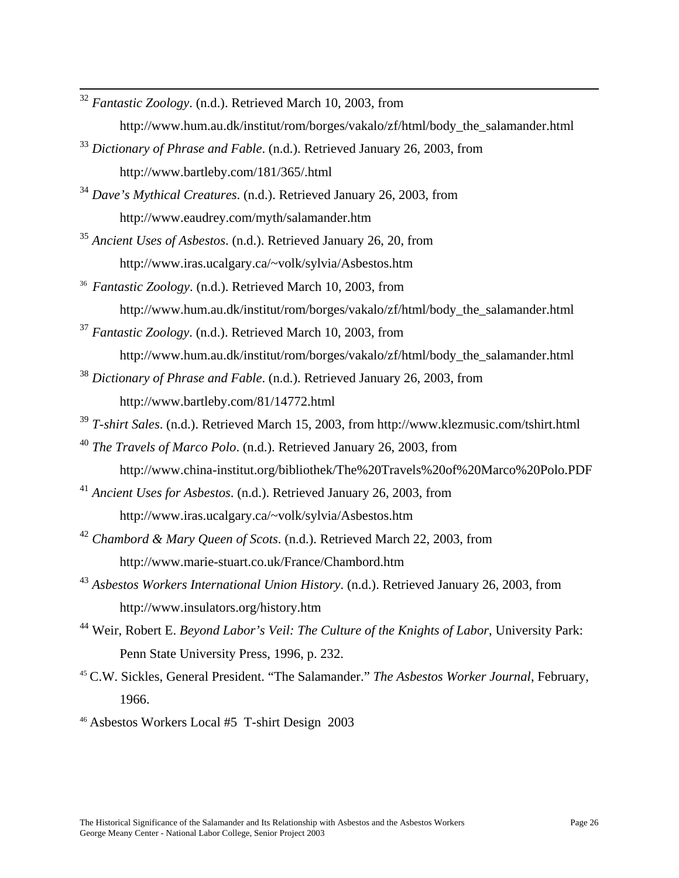[32] *Fantastic Zoology*. (n.d.). Retrieved March 10, 2003, from http://www.hum.au.dk/institut/rom/borges/vakalo/zf/html/body_the_salamander.html

[33] *Dictionary of Phrase and Fable*. (n.d.). Retrieved January 26, 2003, from http://www.bartleby.com/181/365/.html

[34] *Dave's Mythical Creatures*. (n.d.). Retrieved January 26, 2003, from http://www.eaudrey.com/myth/salamander.htm

[35] *Ancient Uses of Asbestos*. (n.d.). Retrieved January 26, 20, from http://www.iras.ucalgary.ca/~volk/sylvia/Asbestos.htm

[36] *Fantastic Zoology*. (n.d.). Retrieved March 10, 2003, from http://www.hum.au.dk/institut/rom/borges/vakalo/zf/html/body_the_salamander.html

[37] *Fantastic Zoology*. (n.d.). Retrieved March 10, 2003, from http://www.hum.au.dk/institut/rom/borges/vakalo/zf/html/body_the_salamander.html

[38] *Dictionary of Phrase and Fable*. (n.d.). Retrieved January 26, 2003, from http://www.bartleby.com/81/14772.html

[39] *T-shirt Sales*. (n.d.). Retrieved March 15, 2003, from http://www.klezmusic.com/tshirt.html

[40] *The Travels of Marco Polo*. (n.d.). Retrieved January 26, 2003, from http://www.china-institut.org/bibliothek/The%20Travels%20of%20Marco%20Polo.PDF

[41] *Ancient Uses for Asbestos*. (n.d.). Retrieved January 26, 2003, from http://www.iras.ucalgary.ca/~volk/sylvia/Asbestos.htm

[42] *Chambord & Mary Queen of Scots*. (n.d.). Retrieved March 22, 2003, from http://www.marie-stuart.co.uk/France/Chambord.htm

[43] *Asbestos Workers International Union History*. (n.d.). Retrieved January 26, 2003, from http://www.insulators.org/history.htm

[44] Weir, Robert E. *Beyond Labor's Veil: The Culture of the Knights of Labor*, University Park: Penn State University Press, 1996, p. 232.

[45] C.W. Sickles, General President. "The Salamander." *The Asbestos Worker Journal*, February, 1966.

[46] Asbestos Workers Local #5 T-shirt Design 2003